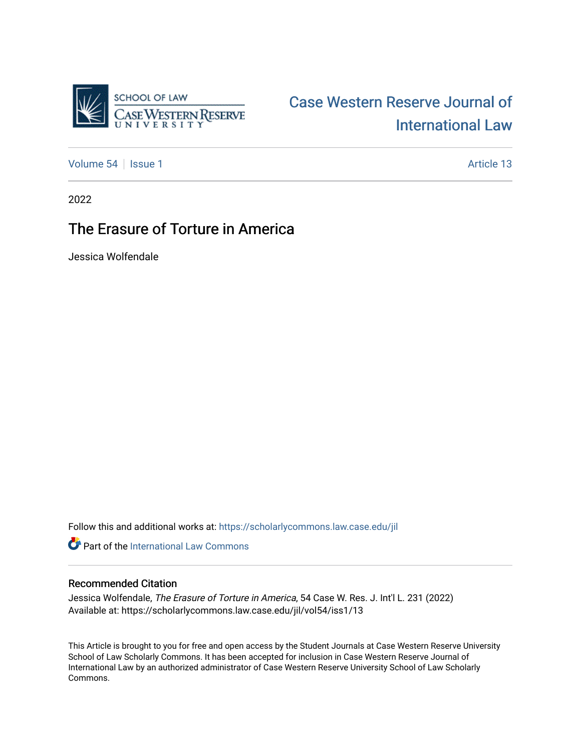SCHOOL OF LAW
CASE WESTERN RESERVE UNIVERSITY

# Case Western Reserve Journal of International Law

Volume 54 | Issue 1 | Article 13

2022

## The Erasure of Torture in America

Jessica Wolfendale

Follow this and additional works at: https://scholarlycommons.law.case.edu/jil

Part of the International Law Commons

### Recommended Citation

Jessica Wolfendale, *The Erasure of Torture in America*, 54 Case W. Res. J. Int'l L. 231 (2022)
Available at: https://scholarlycommons.law.case.edu/jil/vol54/iss1/13

This Article is brought to you for free and open access by the Student Journals at Case Western Reserve University School of Law Scholarly Commons. It has been accepted for inclusion in Case Western Reserve Journal of International Law by an authorized administrator of Case Western Reserve University School of Law Scholarly Commons.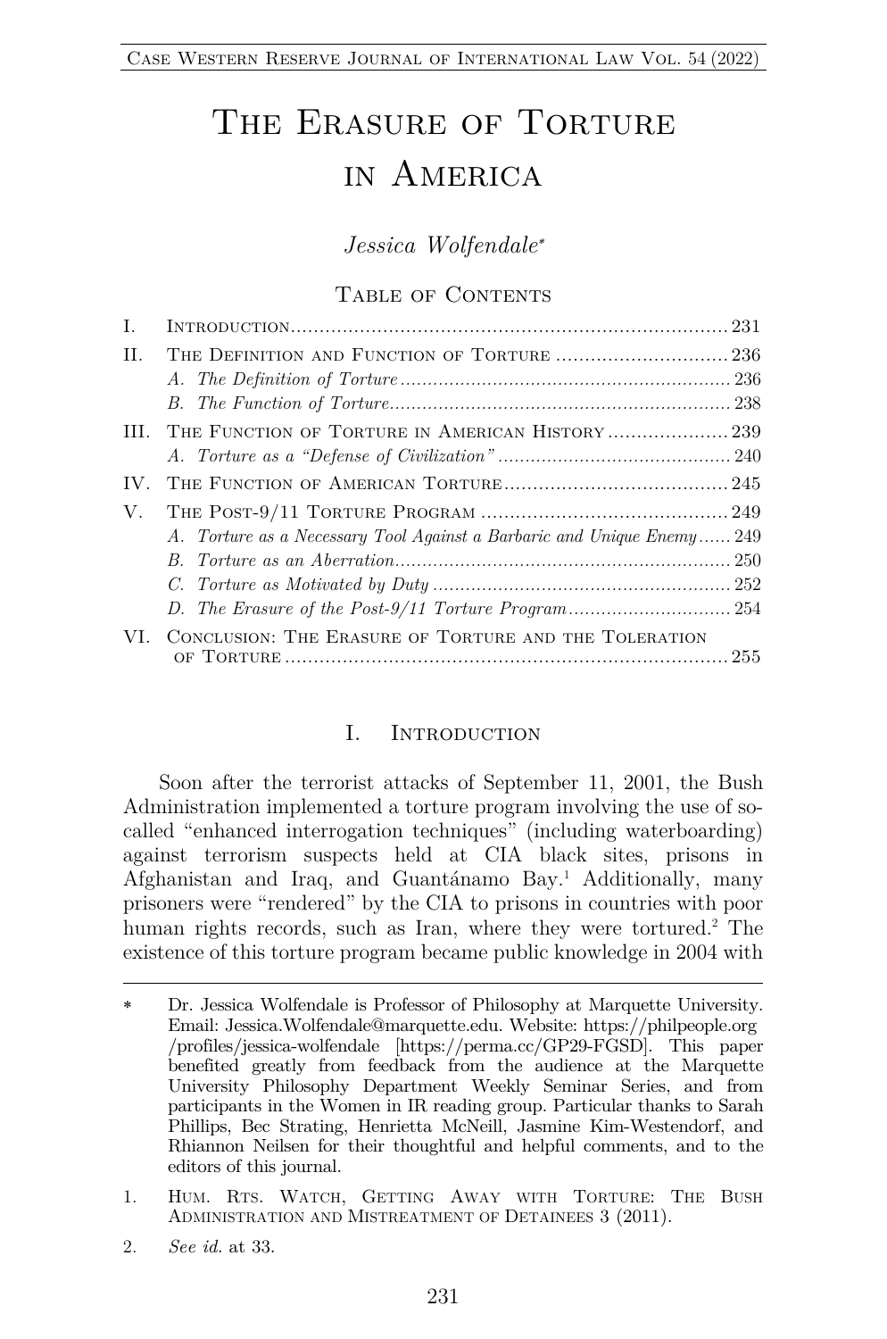# The Erasure of Torture in America

*Jessica Wolfendale*[*]

## Table of Contents

| | | |
|---|---|---|
| I. | Introduction | 231 |
| II. | The Definition and Function of Torture | 236 |
| | *A. The Definition of Torture* | 236 |
| | *B. The Function of Torture* | 238 |
| III. | The Function of Torture in American History | 239 |
| | *A. Torture as a "Defense of Civilization"* | 240 |
| IV. | The Function of American Torture | 245 |
| V. | The Post-9/11 Torture Program | 249 |
| | *A. Torture as a Necessary Tool Against a Barbaric and Unique Enemy* | 249 |
| | *B. Torture as an Aberration* | 250 |
| | *C. Torture as Motivated by Duty* | 252 |
| | *D. The Erasure of the Post-9/11 Torture Program* | 254 |
| VI. | Conclusion: The Erasure of Torture and the Toleration of Torture | 255 |

## I. Introduction

Soon after the terrorist attacks of September 11, 2001, the Bush Administration implemented a torture program involving the use of so-called "enhanced interrogation techniques" (including waterboarding) against terrorism suspects held at CIA black sites, prisons in Afghanistan and Iraq, and Guantánamo Bay.[1] Additionally, many prisoners were "rendered" by the CIA to prisons in countries with poor human rights records, such as Iran, where they were tortured.[2] The existence of this torture program became public knowledge in 2004 with

---

[*] Dr. Jessica Wolfendale is Professor of Philosophy at Marquette University. Email: Jessica.Wolfendale@marquette.edu. Website: https://philpeople.org/profiles/jessica-wolfendale [https://perma.cc/GP29-FGSD]. This paper benefited greatly from feedback from the audience at the Marquette University Philosophy Department Weekly Seminar Series, and from participants in the Women in IR reading group. Particular thanks to Sarah Phillips, Bec Strating, Henrietta McNeill, Jasmine Kim-Westendorf, and Rhiannon Neilsen for their thoughtful and helpful comments, and to the editors of this journal.

1. Hum. Rts. Watch, Getting Away with Torture: The Bush Administration and Mistreatment of Detainees 3 (2011).

2. *See id.* at 33.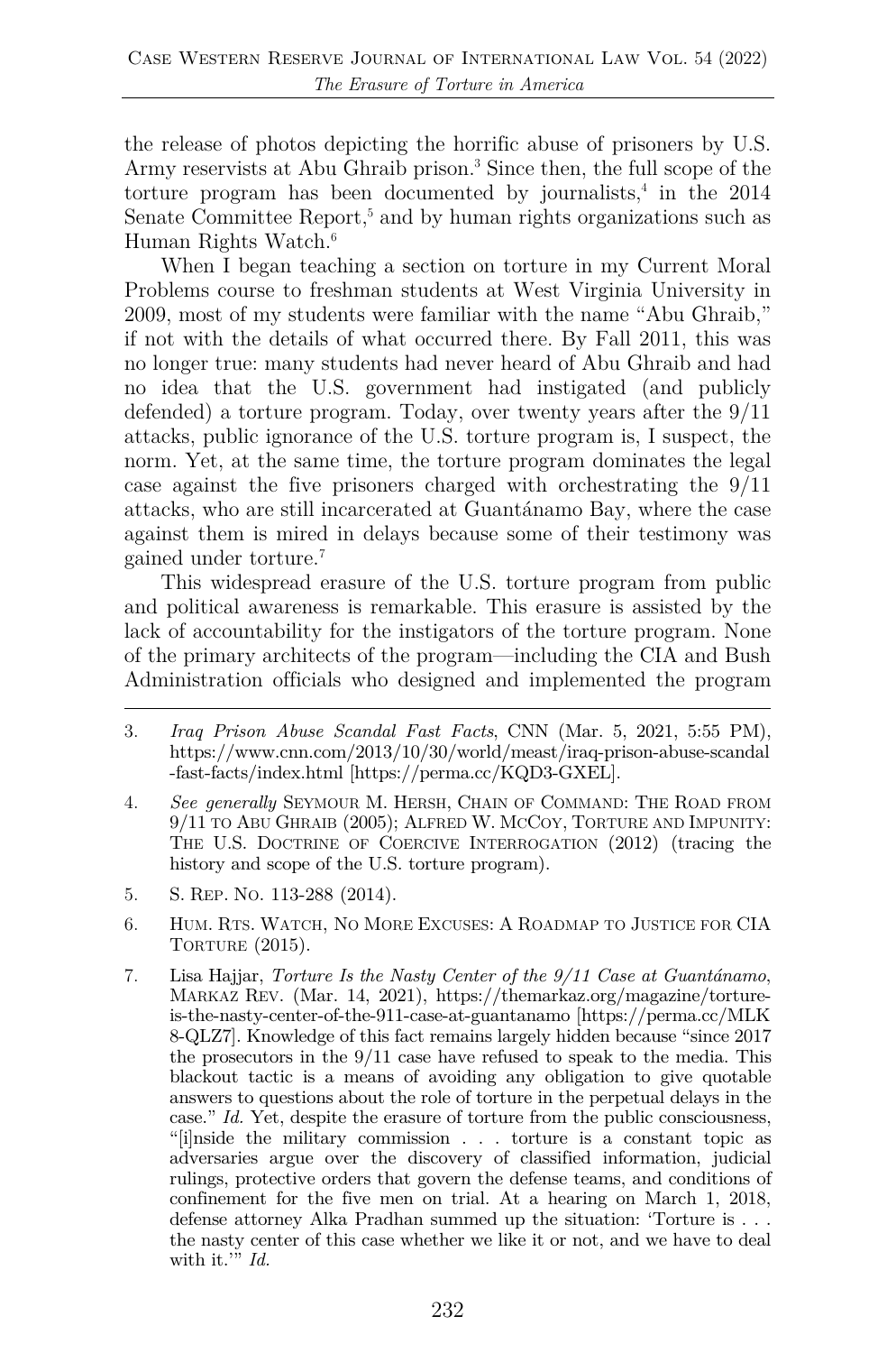the release of photos depicting the horrific abuse of prisoners by U.S. Army reservists at Abu Ghraib prison.[3] Since then, the full scope of the torture program has been documented by journalists,[4] in the 2014 Senate Committee Report,[5] and by human rights organizations such as Human Rights Watch.[6]

When I began teaching a section on torture in my Current Moral Problems course to freshman students at West Virginia University in 2009, most of my students were familiar with the name "Abu Ghraib," if not with the details of what occurred there. By Fall 2011, this was no longer true: many students had never heard of Abu Ghraib and had no idea that the U.S. government had instigated (and publicly defended) a torture program. Today, over twenty years after the 9/11 attacks, public ignorance of the U.S. torture program is, I suspect, the norm. Yet, at the same time, the torture program dominates the legal case against the five prisoners charged with orchestrating the 9/11 attacks, who are still incarcerated at Guantánamo Bay, where the case against them is mired in delays because some of their testimony was gained under torture.[7]

This widespread erasure of the U.S. torture program from public and political awareness is remarkable. This erasure is assisted by the lack of accountability for the instigators of the torture program. None of the primary architects of the program—including the CIA and Bush Administration officials who designed and implemented the program

---

3. *Iraq Prison Abuse Scandal Fast Facts*, CNN (Mar. 5, 2021, 5:55 PM), https://www.cnn.com/2013/10/30/world/meast/iraq-prison-abuse-scandal-fast-facts/index.html [https://perma.cc/KQD3-GXEL].

4. *See generally* SEYMOUR M. HERSH, CHAIN OF COMMAND: THE ROAD FROM 9/11 TO ABU GHRAIB (2005); ALFRED W. MCCOY, TORTURE AND IMPUNITY: THE U.S. DOCTRINE OF COERCIVE INTERROGATION (2012) (tracing the history and scope of the U.S. torture program).

5. S. REP. NO. 113-288 (2014).

6. HUM. RTS. WATCH, NO MORE EXCUSES: A ROADMAP TO JUSTICE FOR CIA TORTURE (2015).

7. Lisa Hajjar, *Torture Is the Nasty Center of the 9/11 Case at Guantánamo*, MARKAZ REV. (Mar. 14, 2021), https://themarkaz.org/magazine/torture-is-the-nasty-center-of-the-911-case-at-guantanamo [https://perma.cc/MLK8-QLZ7]. Knowledge of this fact remains largely hidden because "since 2017 the prosecutors in the 9/11 case have refused to speak to the media. This blackout tactic is a means of avoiding any obligation to give quotable answers to questions about the role of torture in the perpetual delays in the case." *Id.* Yet, despite the erasure of torture from the public consciousness, "[i]nside the military commission . . . torture is a constant topic as adversaries argue over the discovery of classified information, judicial rulings, protective orders that govern the defense teams, and conditions of confinement for the five men on trial. At a hearing on March 1, 2018, defense attorney Alka Pradhan summed up the situation: 'Torture is . . . the nasty center of this case whether we like it or not, and we have to deal with it.'" *Id.*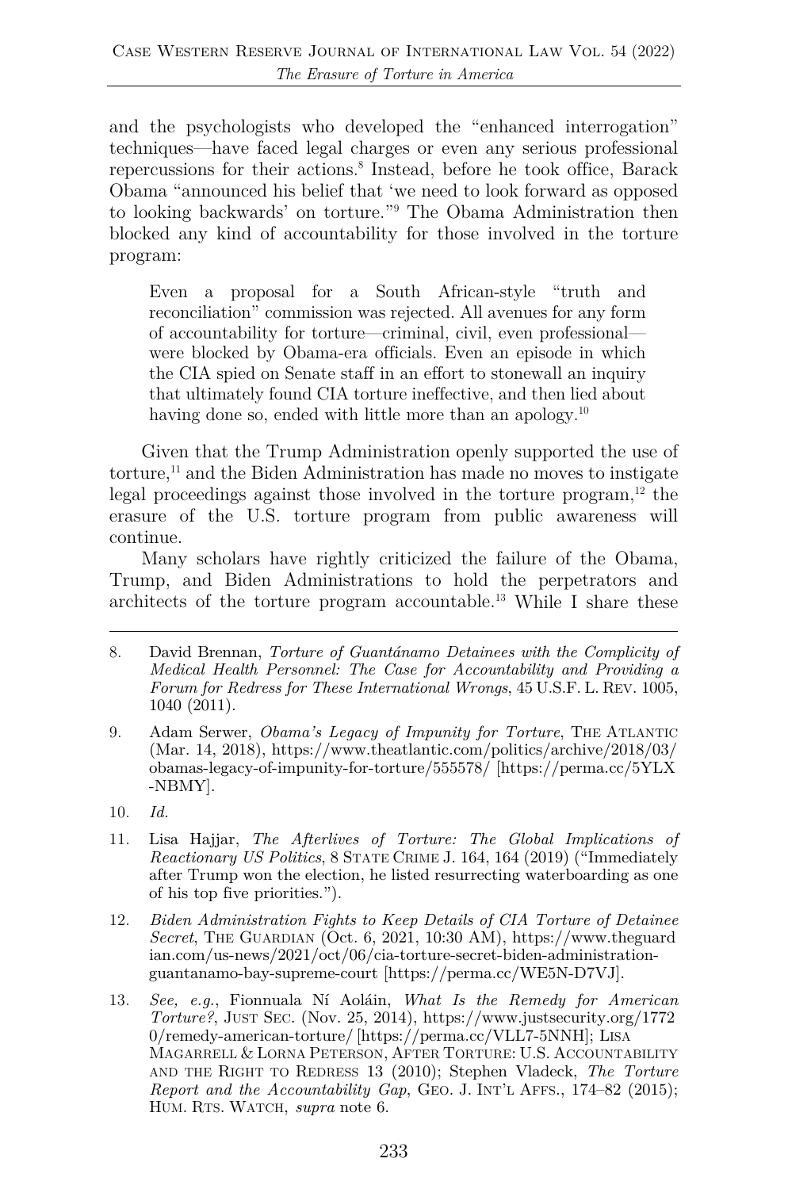and the psychologists who developed the "enhanced interrogation" techniques—have faced legal charges or even any serious professional repercussions for their actions.[8] Instead, before he took office, Barack Obama "announced his belief that 'we need to look forward as opposed to looking backwards' on torture."[9] The Obama Administration then blocked any kind of accountability for those involved in the torture program:

> Even a proposal for a South African-style "truth and reconciliation" commission was rejected. All avenues for any form of accountability for torture—criminal, civil, even professional—were blocked by Obama-era officials. Even an episode in which the CIA spied on Senate staff in an effort to stonewall an inquiry that ultimately found CIA torture ineffective, and then lied about having done so, ended with little more than an apology.[10]

Given that the Trump Administration openly supported the use of torture,[11] and the Biden Administration has made no moves to instigate legal proceedings against those involved in the torture program,[12] the erasure of the U.S. torture program from public awareness will continue.

Many scholars have rightly criticized the failure of the Obama, Trump, and Biden Administrations to hold the perpetrators and architects of the torture program accountable.[13] While I share these

---

8. David Brennan, *Torture of Guantánamo Detainees with the Complicity of Medical Health Personnel: The Case for Accountability and Providing a Forum for Redress for These International Wrongs*, 45 U.S.F. L. REV. 1005, 1040 (2011).

9. Adam Serwer, *Obama's Legacy of Impunity for Torture*, THE ATLANTIC (Mar. 14, 2018), https://www.theatlantic.com/politics/archive/2018/03/obamas-legacy-of-impunity-for-torture/555578/ [https://perma.cc/5YLX-NBMY].

10. *Id.*

11. Lisa Hajjar, *The Afterlives of Torture: The Global Implications of Reactionary US Politics*, 8 STATE CRIME J. 164, 164 (2019) ("Immediately after Trump won the election, he listed resurrecting waterboarding as one of his top five priorities.").

12. *Biden Administration Fights to Keep Details of CIA Torture of Detainee Secret*, THE GUARDIAN (Oct. 6, 2021, 10:30 AM), https://www.theguardian.com/us-news/2021/oct/06/cia-torture-secret-biden-administration-guantanamo-bay-supreme-court [https://perma.cc/WE5N-D7VJ].

13. *See, e.g.*, Fionnuala Ní Aoláin, *What Is the Remedy for American Torture?*, JUST SEC. (Nov. 25, 2014), https://www.justsecurity.org/17720/remedy-american-torture/ [https://perma.cc/VLL7-5NNH]; LISA MAGARRELL & LORNA PETERSON, AFTER TORTURE: U.S. ACCOUNTABILITY AND THE RIGHT TO REDRESS 13 (2010); Stephen Vladeck, *The Torture Report and the Accountability Gap*, GEO. J. INT'L AFFS., 174–82 (2015); HUM. RTS. WATCH, *supra* note 6.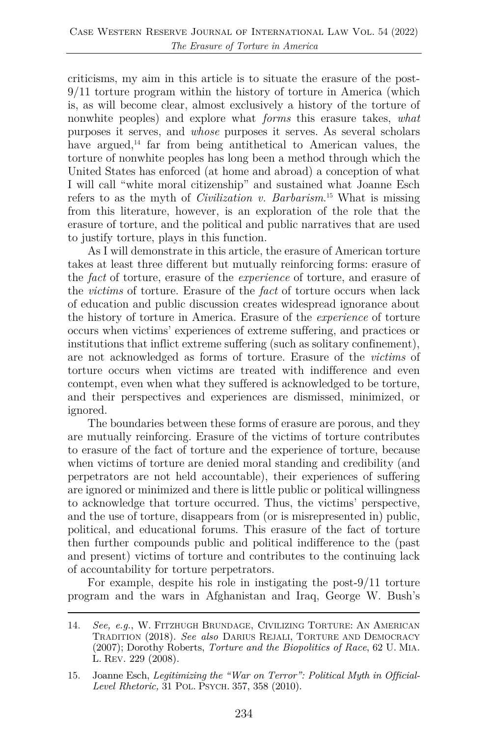criticisms, my aim in this article is to situate the erasure of the post-9/11 torture program within the history of torture in America (which is, as will become clear, almost exclusively a history of the torture of nonwhite peoples) and explore what *forms* this erasure takes, *what* purposes it serves, and *whose* purposes it serves. As several scholars have argued,[14] far from being antithetical to American values, the torture of nonwhite peoples has long been a method through which the United States has enforced (at home and abroad) a conception of what I will call "white moral citizenship" and sustained what Joanne Esch refers to as the myth of *Civilization v. Barbarism*.[15] What is missing from this literature, however, is an exploration of the role that the erasure of torture, and the political and public narratives that are used to justify torture, plays in this function.

As I will demonstrate in this article, the erasure of American torture takes at least three different but mutually reinforcing forms: erasure of the *fact* of torture, erasure of the *experience* of torture, and erasure of the *victims* of torture. Erasure of the *fact* of torture occurs when lack of education and public discussion creates widespread ignorance about the history of torture in America. Erasure of the *experience* of torture occurs when victims' experiences of extreme suffering, and practices or institutions that inflict extreme suffering (such as solitary confinement), are not acknowledged as forms of torture. Erasure of the *victims* of torture occurs when victims are treated with indifference and even contempt, even when what they suffered is acknowledged to be torture, and their perspectives and experiences are dismissed, minimized, or ignored.

The boundaries between these forms of erasure are porous, and they are mutually reinforcing. Erasure of the victims of torture contributes to erasure of the fact of torture and the experience of torture, because when victims of torture are denied moral standing and credibility (and perpetrators are not held accountable), their experiences of suffering are ignored or minimized and there is little public or political willingness to acknowledge that torture occurred. Thus, the victims' perspective, and the use of torture, disappears from (or is misrepresented in) public, political, and educational forums. This erasure of the fact of torture then further compounds public and political indifference to the (past and present) victims of torture and contributes to the continuing lack of accountability for torture perpetrators.

For example, despite his role in instigating the post-9/11 torture program and the wars in Afghanistan and Iraq, George W. Bush's

---

14. *See, e.g.*, W. Fitzhugh Brundage, Civilizing Torture: An American Tradition (2018). *See also* Darius Rejali, Torture and Democracy (2007); Dorothy Roberts, *Torture and the Biopolitics of Race*, 62 U. Mia. L. Rev. 229 (2008).

15. Joanne Esch, *Legitimizing the "War on Terror": Political Myth in Official-Level Rhetoric,* 31 Pol. Psych. 357, 358 (2010).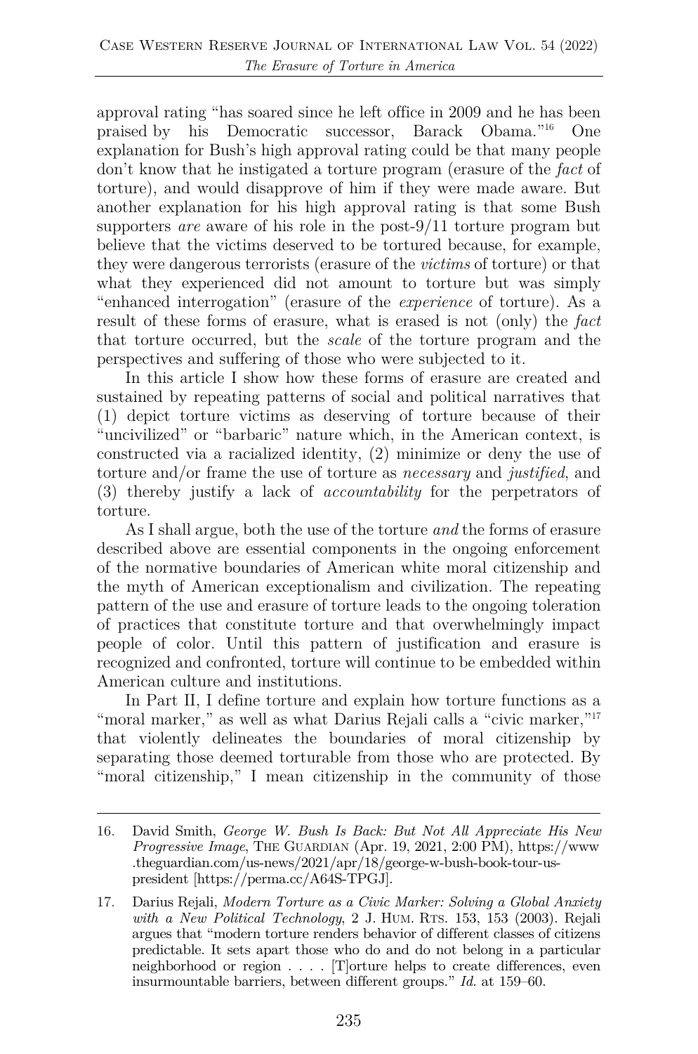approval rating "has soared since he left office in 2009 and he has been praised by his Democratic successor, Barack Obama."[16] One explanation for Bush's high approval rating could be that many people don't know that he instigated a torture program (erasure of the *fact* of torture), and would disapprove of him if they were made aware. But another explanation for his high approval rating is that some Bush supporters *are* aware of his role in the post-9/11 torture program but believe that the victims deserved to be tortured because, for example, they were dangerous terrorists (erasure of the *victims* of torture) or that what they experienced did not amount to torture but was simply "enhanced interrogation" (erasure of the *experience* of torture). As a result of these forms of erasure, what is erased is not (only) the *fact* that torture occurred, but the *scale* of the torture program and the perspectives and suffering of those who were subjected to it.

In this article I show how these forms of erasure are created and sustained by repeating patterns of social and political narratives that (1) depict torture victims as deserving of torture because of their "uncivilized" or "barbaric" nature which, in the American context, is constructed via a racialized identity, (2) minimize or deny the use of torture and/or frame the use of torture as *necessary* and *justified*, and (3) thereby justify a lack of *accountability* for the perpetrators of torture.

As I shall argue, both the use of the torture *and* the forms of erasure described above are essential components in the ongoing enforcement of the normative boundaries of American white moral citizenship and the myth of American exceptionalism and civilization. The repeating pattern of the use and erasure of torture leads to the ongoing toleration of practices that constitute torture and that overwhelmingly impact people of color. Until this pattern of justification and erasure is recognized and confronted, torture will continue to be embedded within American culture and institutions.

In Part II, I define torture and explain how torture functions as a "moral marker," as well as what Darius Rejali calls a "civic marker,"[17] that violently delineates the boundaries of moral citizenship by separating those deemed torturable from those who are protected. By "moral citizenship," I mean citizenship in the community of those

---

16. David Smith, *George W. Bush Is Back: But Not All Appreciate His New Progressive Image*, THE GUARDIAN (Apr. 19, 2021, 2:00 PM), https://www.theguardian.com/us-news/2021/apr/18/george-w-bush-book-tour-us-president [https://perma.cc/A64S-TPGJ].

17. Darius Rejali, *Modern Torture as a Civic Marker: Solving a Global Anxiety with a New Political Technology*, 2 J. HUM. RTS. 153, 153 (2003). Rejali argues that "modern torture renders behavior of different classes of citizens predictable. It sets apart those who do and do not belong in a particular neighborhood or region . . . . [T]orture helps to create differences, even insurmountable barriers, between different groups." *Id.* at 159–60.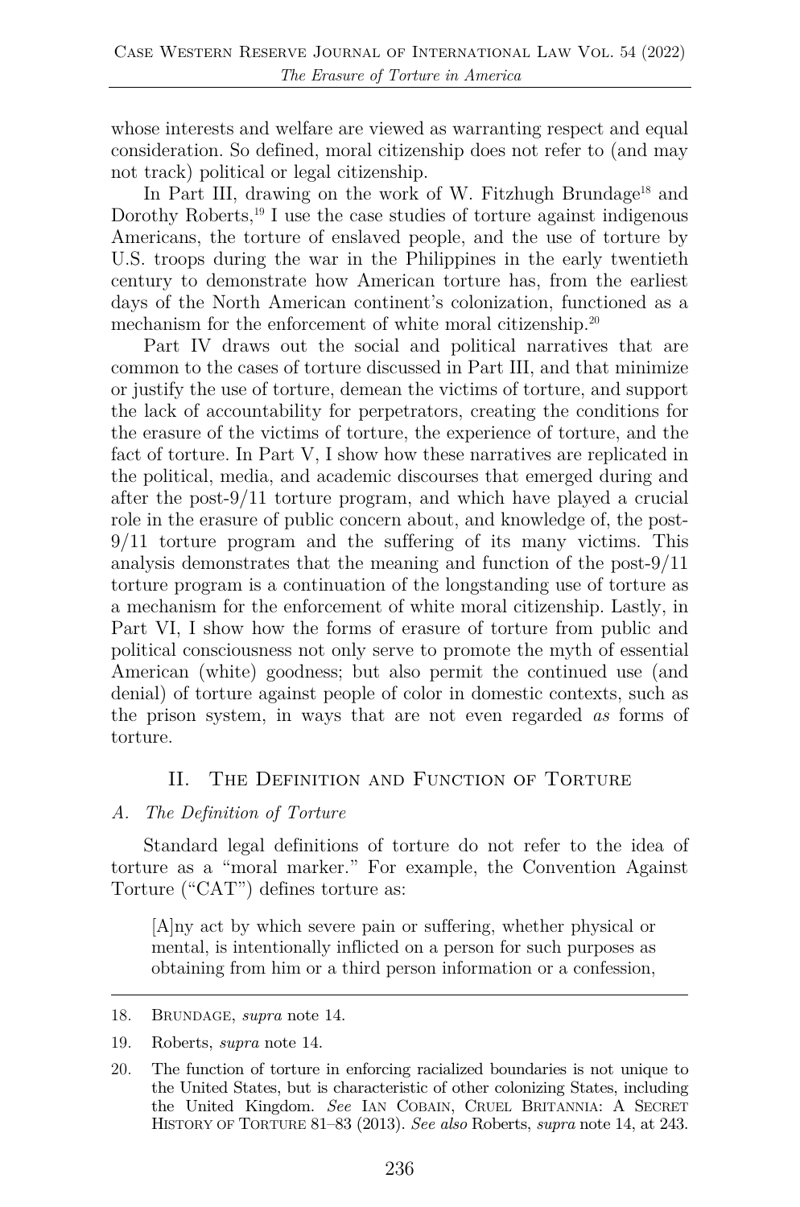whose interests and welfare are viewed as warranting respect and equal consideration. So defined, moral citizenship does not refer to (and may not track) political or legal citizenship.

In Part III, drawing on the work of W. Fitzhugh Brundage[18] and Dorothy Roberts,[19] I use the case studies of torture against indigenous Americans, the torture of enslaved people, and the use of torture by U.S. troops during the war in the Philippines in the early twentieth century to demonstrate how American torture has, from the earliest days of the North American continent's colonization, functioned as a mechanism for the enforcement of white moral citizenship.[20]

Part IV draws out the social and political narratives that are common to the cases of torture discussed in Part III, and that minimize or justify the use of torture, demean the victims of torture, and support the lack of accountability for perpetrators, creating the conditions for the erasure of the victims of torture, the experience of torture, and the fact of torture. In Part V, I show how these narratives are replicated in the political, media, and academic discourses that emerged during and after the post-9/11 torture program, and which have played a crucial role in the erasure of public concern about, and knowledge of, the post-9/11 torture program and the suffering of its many victims. This analysis demonstrates that the meaning and function of the post-9/11 torture program is a continuation of the longstanding use of torture as a mechanism for the enforcement of white moral citizenship. Lastly, in Part VI, I show how the forms of erasure of torture from public and political consciousness not only serve to promote the myth of essential American (white) goodness; but also permit the continued use (and denial) of torture against people of color in domestic contexts, such as the prison system, in ways that are not even regarded *as* forms of torture.

## II. The Definition and Function of Torture

### *A. The Definition of Torture*

Standard legal definitions of torture do not refer to the idea of torture as a "moral marker." For example, the Convention Against Torture ("CAT") defines torture as:

> [A]ny act by which severe pain or suffering, whether physical or mental, is intentionally inflicted on a person for such purposes as obtaining from him or a third person information or a confession,

---

18. Brundage, *supra* note 14.

19. Roberts, *supra* note 14.

20. The function of torture in enforcing racialized boundaries is not unique to the United States, but is characteristic of other colonizing States, including the United Kingdom. *See* Ian Cobain, Cruel Britannia: A Secret History of Torture 81–83 (2013). *See also* Roberts, *supra* note 14, at 243.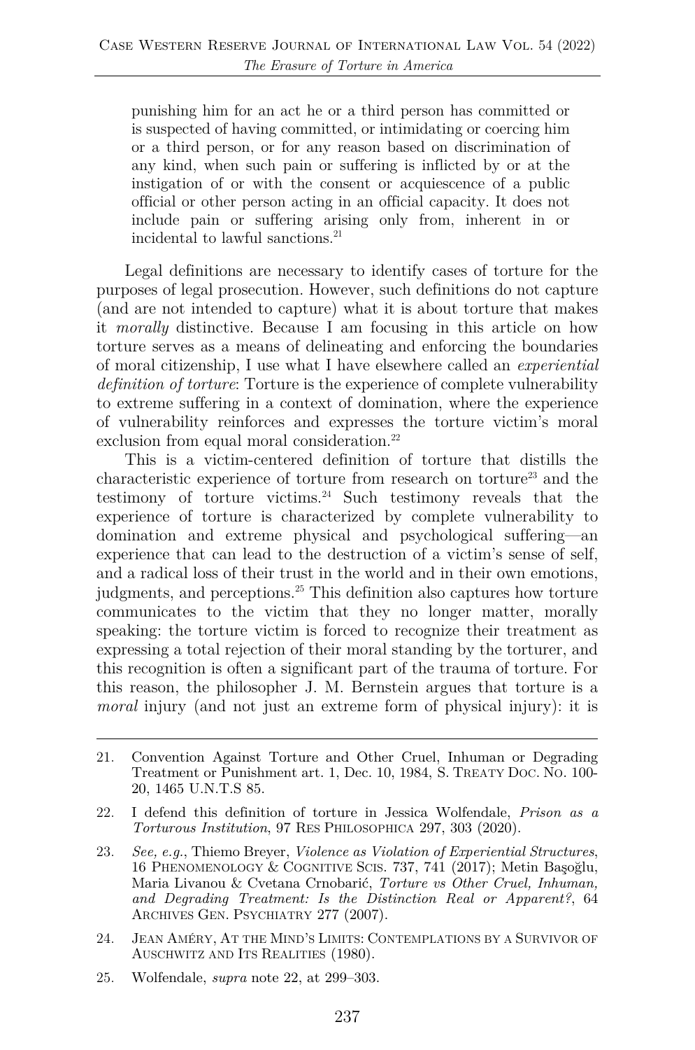> punishing him for an act he or a third person has committed or is suspected of having committed, or intimidating or coercing him or a third person, or for any reason based on discrimination of any kind, when such pain or suffering is inflicted by or at the instigation of or with the consent or acquiescence of a public official or other person acting in an official capacity. It does not include pain or suffering arising only from, inherent in or incidental to lawful sanctions.[21]

Legal definitions are necessary to identify cases of torture for the purposes of legal prosecution. However, such definitions do not capture (and are not intended to capture) what it is about torture that makes it *morally* distinctive. Because I am focusing in this article on how torture serves as a means of delineating and enforcing the boundaries of moral citizenship, I use what I have elsewhere called an *experiential definition of torture*: Torture is the experience of complete vulnerability to extreme suffering in a context of domination, where the experience of vulnerability reinforces and expresses the torture victim's moral exclusion from equal moral consideration.[22]

This is a victim-centered definition of torture that distills the characteristic experience of torture from research on torture[23] and the testimony of torture victims.[24] Such testimony reveals that the experience of torture is characterized by complete vulnerability to domination and extreme physical and psychological suffering—an experience that can lead to the destruction of a victim's sense of self, and a radical loss of their trust in the world and in their own emotions, judgments, and perceptions.[25] This definition also captures how torture communicates to the victim that they no longer matter, morally speaking: the torture victim is forced to recognize their treatment as expressing a total rejection of their moral standing by the torturer, and this recognition is often a significant part of the trauma of torture. For this reason, the philosopher J. M. Bernstein argues that torture is a *moral* injury (and not just an extreme form of physical injury): it is

---

21. Convention Against Torture and Other Cruel, Inhuman or Degrading Treatment or Punishment art. 1, Dec. 10, 1984, S. TREATY DOC. NO. 100-20, 1465 U.N.T.S 85.

22. I defend this definition of torture in Jessica Wolfendale, *Prison as a Torturous Institution*, 97 RES PHILOSOPHICA 297, 303 (2020).

23. *See, e.g.*, Thiemo Breyer, *Violence as Violation of Experiential Structures*, 16 PHENOMENOLOGY & COGNITIVE SCIS. 737, 741 (2017); Metin Başoğlu, Maria Livanou & Cvetana Crnobarić, *Torture vs Other Cruel, Inhuman, and Degrading Treatment: Is the Distinction Real or Apparent?*, 64 ARCHIVES GEN. PSYCHIATRY 277 (2007).

24. JEAN AMÉRY, AT THE MIND'S LIMITS: CONTEMPLATIONS BY A SURVIVOR OF AUSCHWITZ AND ITS REALITIES (1980).

25. Wolfendale, *supra* note 22, at 299–303.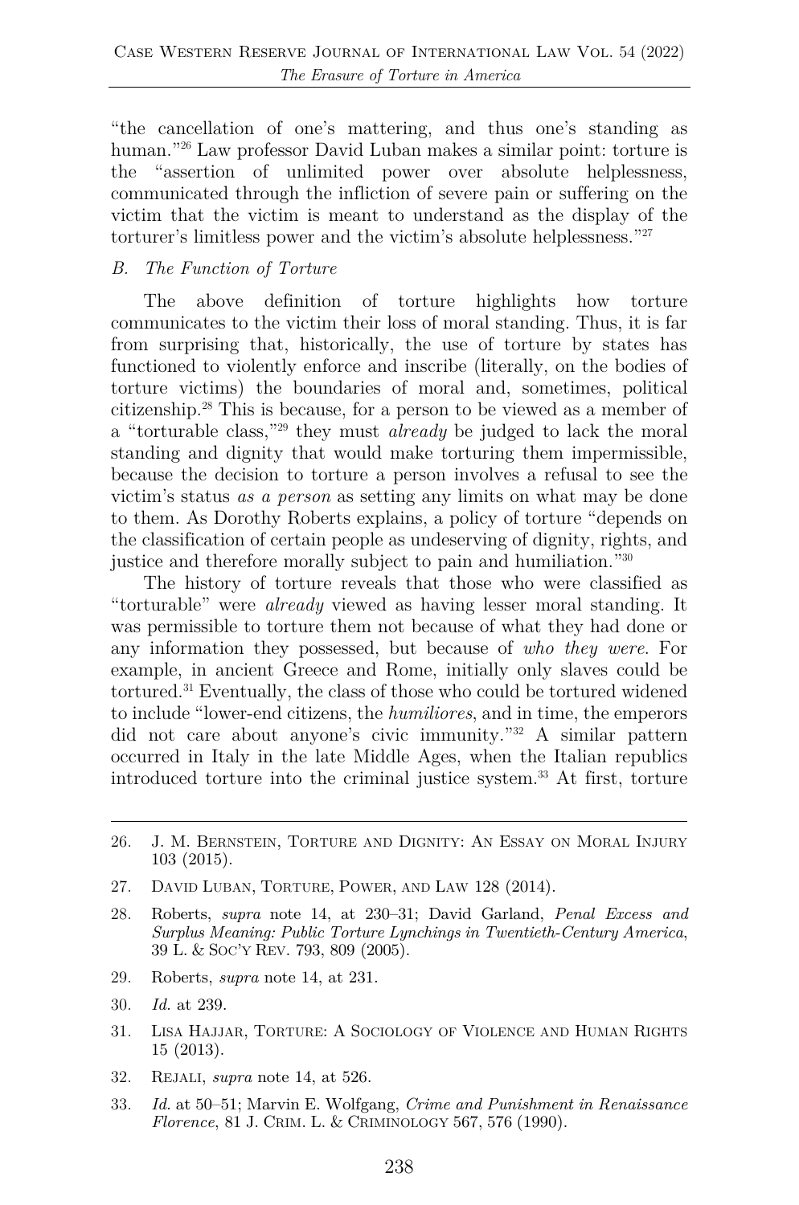"the cancellation of one's mattering, and thus one's standing as human."[26] Law professor David Luban makes a similar point: torture is the "assertion of unlimited power over absolute helplessness, communicated through the infliction of severe pain or suffering on the victim that the victim is meant to understand as the display of the torturer's limitless power and the victim's absolute helplessness."[27]

### *B. The Function of Torture*

The above definition of torture highlights how torture communicates to the victim their loss of moral standing. Thus, it is far from surprising that, historically, the use of torture by states has functioned to violently enforce and inscribe (literally, on the bodies of torture victims) the boundaries of moral and, sometimes, political citizenship.[28] This is because, for a person to be viewed as a member of a "torturable class,"[29] they must *already* be judged to lack the moral standing and dignity that would make torturing them impermissible, because the decision to torture a person involves a refusal to see the victim's status *as a person* as setting any limits on what may be done to them. As Dorothy Roberts explains, a policy of torture "depends on the classification of certain people as undeserving of dignity, rights, and justice and therefore morally subject to pain and humiliation."[30]

The history of torture reveals that those who were classified as "torturable" were *already* viewed as having lesser moral standing. It was permissible to torture them not because of what they had done or any information they possessed, but because of *who they were*. For example, in ancient Greece and Rome, initially only slaves could be tortured.[31] Eventually, the class of those who could be tortured widened to include "lower-end citizens, the *humiliores*, and in time, the emperors did not care about anyone's civic immunity."[32] A similar pattern occurred in Italy in the late Middle Ages, when the Italian republics introduced torture into the criminal justice system.[33] At first, torture

---

26. J. M. Bernstein, Torture and Dignity: An Essay on Moral Injury 103 (2015).
27. David Luban, Torture, Power, and Law 128 (2014).
28. Roberts, *supra* note 14, at 230–31; David Garland, *Penal Excess and Surplus Meaning: Public Torture Lynchings in Twentieth-Century America*, 39 L. & Soc'y Rev. 793, 809 (2005).
29. Roberts, *supra* note 14, at 231.
30. *Id.* at 239.
31. Lisa Hajjar, Torture: A Sociology of Violence and Human Rights 15 (2013).
32. Rejali, *supra* note 14, at 526.
33. *Id.* at 50–51; Marvin E. Wolfgang, *Crime and Punishment in Renaissance Florence*, 81 J. Crim. L. & Criminology 567, 576 (1990).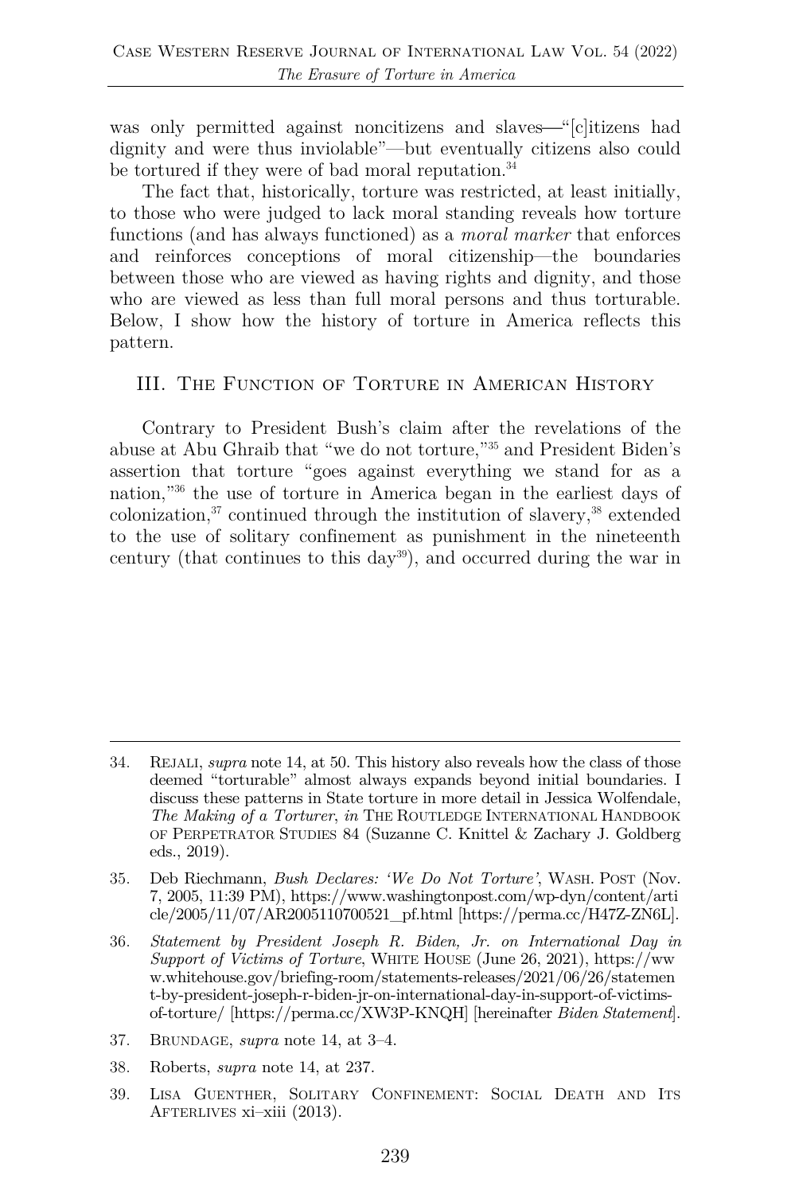was only permitted against noncitizens and slaves—"[c]itizens had dignity and were thus inviolable"—but eventually citizens also could be tortured if they were of bad moral reputation.[34]

The fact that, historically, torture was restricted, at least initially, to those who were judged to lack moral standing reveals how torture functions (and has always functioned) as a *moral marker* that enforces and reinforces conceptions of moral citizenship—the boundaries between those who are viewed as having rights and dignity, and those who are viewed as less than full moral persons and thus torturable. Below, I show how the history of torture in America reflects this pattern.

## III. The Function of Torture in American History

Contrary to President Bush's claim after the revelations of the abuse at Abu Ghraib that "we do not torture,"[35] and President Biden's assertion that torture "goes against everything we stand for as a nation,"[36] the use of torture in America began in the earliest days of colonization,[37] continued through the institution of slavery,[38] extended to the use of solitary confinement as punishment in the nineteenth century (that continues to this day[39]), and occurred during the war in

---

34. Rejali, *supra* note 14, at 50. This history also reveals how the class of those deemed "torturable" almost always expands beyond initial boundaries. I discuss these patterns in State torture in more detail in Jessica Wolfendale, *The Making of a Torturer*, *in* The Routledge International Handbook of Perpetrator Studies 84 (Suzanne C. Knittel & Zachary J. Goldberg eds., 2019).

35. Deb Riechmann, *Bush Declares: 'We Do Not Torture'*, Wash. Post (Nov. 7, 2005, 11:39 PM), https://www.washingtonpost.com/wp-dyn/content/article/2005/11/07/AR2005110700521_pf.html [https://perma.cc/H47Z-ZN6L].

36. *Statement by President Joseph R. Biden, Jr. on International Day in Support of Victims of Torture*, White House (June 26, 2021), https://www.whitehouse.gov/briefing-room/statements-releases/2021/06/26/statement-by-president-joseph-r-biden-jr-on-international-day-in-support-of-victims-of-torture/ [https://perma.cc/XW3P-KNQH] [hereinafter *Biden Statement*].

37. Brundage, *supra* note 14, at 3–4.

38. Roberts, *supra* note 14, at 237.

39. Lisa Guenther, Solitary Confinement: Social Death and Its Afterlives xi–xiii (2013).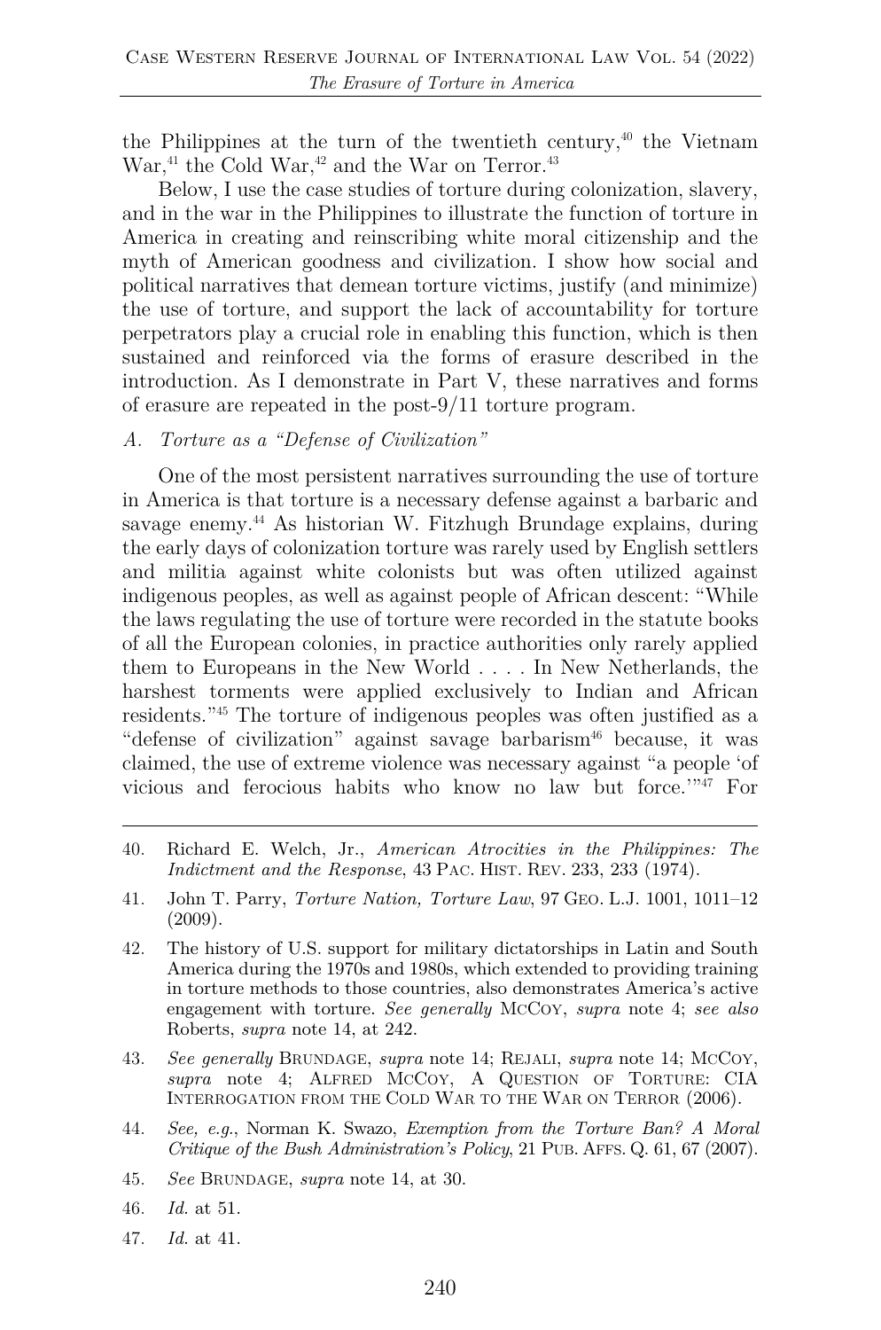the Philippines at the turn of the twentieth century,[40] the Vietnam War,[41] the Cold War,[42] and the War on Terror.[43]

Below, I use the case studies of torture during colonization, slavery, and in the war in the Philippines to illustrate the function of torture in America in creating and reinscribing white moral citizenship and the myth of American goodness and civilization. I show how social and political narratives that demean torture victims, justify (and minimize) the use of torture, and support the lack of accountability for torture perpetrators play a crucial role in enabling this function, which is then sustained and reinforced via the forms of erasure described in the introduction. As I demonstrate in Part V, these narratives and forms of erasure are repeated in the post-9/11 torture program.

### *A. Torture as a "Defense of Civilization"*

One of the most persistent narratives surrounding the use of torture in America is that torture is a necessary defense against a barbaric and savage enemy.[44] As historian W. Fitzhugh Brundage explains, during the early days of colonization torture was rarely used by English settlers and militia against white colonists but was often utilized against indigenous peoples, as well as against people of African descent: "While the laws regulating the use of torture were recorded in the statute books of all the European colonies, in practice authorities only rarely applied them to Europeans in the New World . . . . In New Netherlands, the harshest torments were applied exclusively to Indian and African residents."[45] The torture of indigenous peoples was often justified as a "defense of civilization" against savage barbarism[46] because, it was claimed, the use of extreme violence was necessary against "a people 'of vicious and ferocious habits who know no law but force.'"[47] For

---

40. Richard E. Welch, Jr., *American Atrocities in the Philippines: The Indictment and the Response*, 43 PAC. HIST. REV. 233, 233 (1974).

41. John T. Parry, *Torture Nation, Torture Law*, 97 GEO. L.J. 1001, 1011–12 (2009).

42. The history of U.S. support for military dictatorships in Latin and South America during the 1970s and 1980s, which extended to providing training in torture methods to those countries, also demonstrates America's active engagement with torture. *See generally* MCCOY, *supra* note 4; *see also* Roberts, *supra* note 14, at 242.

43. *See generally* BRUNDAGE, *supra* note 14; REJALI, *supra* note 14; MCCOY, *supra* note 4; ALFRED MCCOY, A QUESTION OF TORTURE: CIA INTERROGATION FROM THE COLD WAR TO THE WAR ON TERROR (2006).

44. *See, e.g.*, Norman K. Swazo, *Exemption from the Torture Ban? A Moral Critique of the Bush Administration's Policy*, 21 PUB. AFFS. Q. 61, 67 (2007).

45. *See* BRUNDAGE, *supra* note 14, at 30.

46. *Id.* at 51.

47. *Id.* at 41.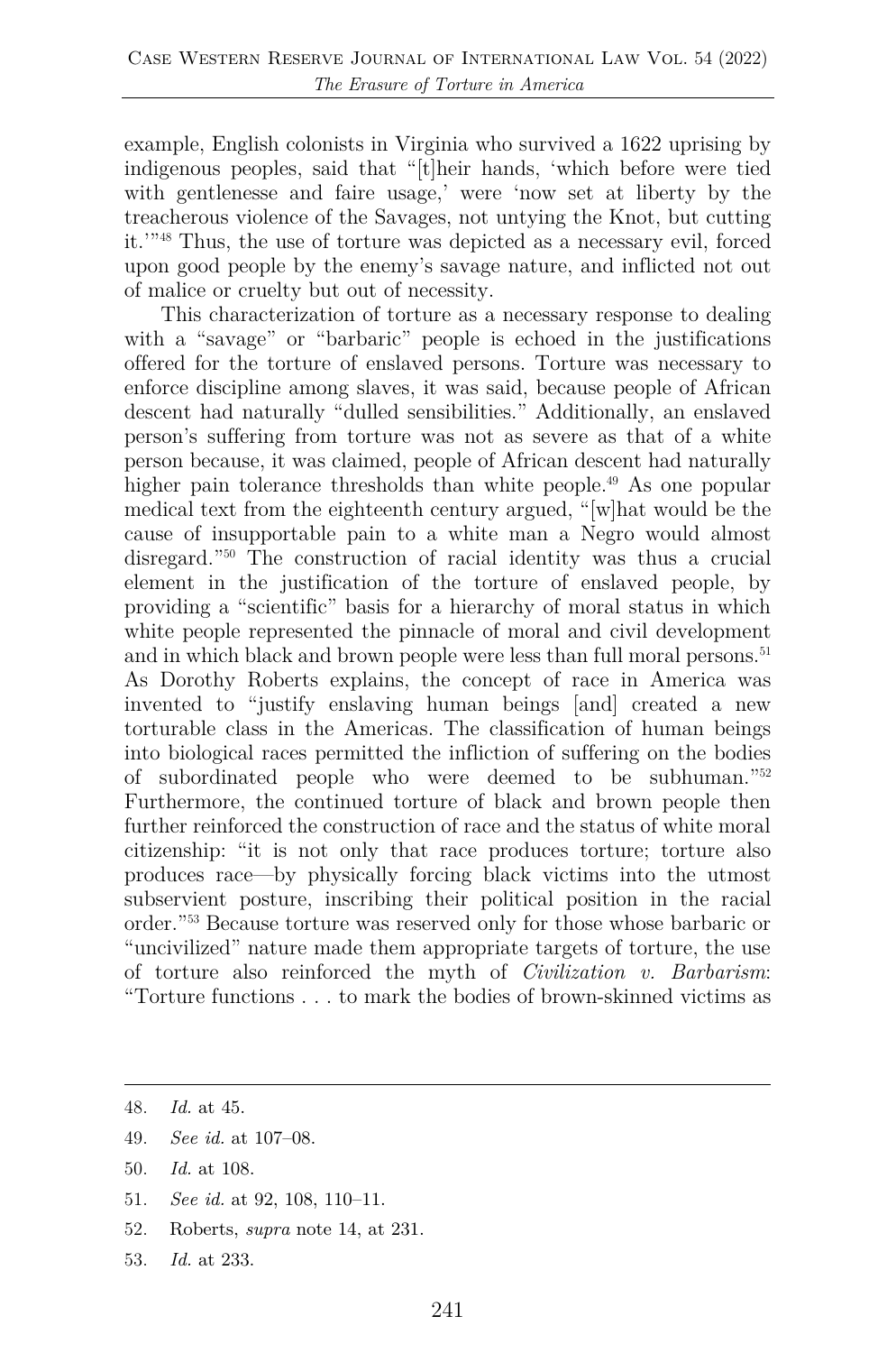example, English colonists in Virginia who survived a 1622 uprising by indigenous peoples, said that "[t]heir hands, 'which before were tied with gentlenesse and faire usage,' were 'now set at liberty by the treacherous violence of the Savages, not untying the Knot, but cutting it.'"[48] Thus, the use of torture was depicted as a necessary evil, forced upon good people by the enemy's savage nature, and inflicted not out of malice or cruelty but out of necessity.

This characterization of torture as a necessary response to dealing with a "savage" or "barbaric" people is echoed in the justifications offered for the torture of enslaved persons. Torture was necessary to enforce discipline among slaves, it was said, because people of African descent had naturally "dulled sensibilities." Additionally, an enslaved person's suffering from torture was not as severe as that of a white person because, it was claimed, people of African descent had naturally higher pain tolerance thresholds than white people.[49] As one popular medical text from the eighteenth century argued, "[w]hat would be the cause of insupportable pain to a white man a Negro would almost disregard."[50] The construction of racial identity was thus a crucial element in the justification of the torture of enslaved people, by providing a "scientific" basis for a hierarchy of moral status in which white people represented the pinnacle of moral and civil development and in which black and brown people were less than full moral persons.[51] As Dorothy Roberts explains, the concept of race in America was invented to "justify enslaving human beings [and] created a new torturable class in the Americas. The classification of human beings into biological races permitted the infliction of suffering on the bodies of subordinated people who were deemed to be subhuman."[52] Furthermore, the continued torture of black and brown people then further reinforced the construction of race and the status of white moral citizenship: "it is not only that race produces torture; torture also produces race—by physically forcing black victims into the utmost subservient posture, inscribing their political position in the racial order."[53] Because torture was reserved only for those whose barbaric or "uncivilized" nature made them appropriate targets of torture, the use of torture also reinforced the myth of *Civilization v. Barbarism*: "Torture functions . . . to mark the bodies of brown-skinned victims as

---

48. *Id.* at 45.

49. *See id.* at 107–08.

50. *Id.* at 108.

51. *See id.* at 92, 108, 110–11.

52. Roberts, *supra* note 14, at 231.

53. *Id.* at 233.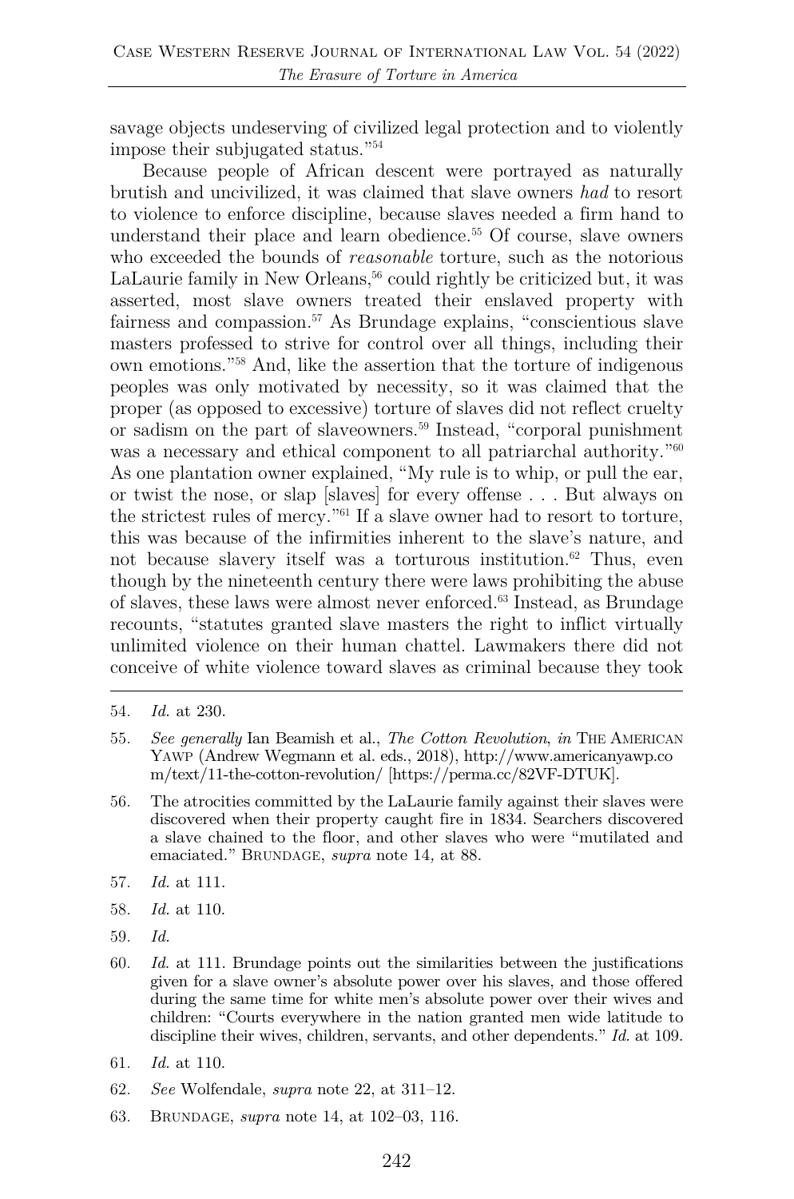savage objects undeserving of civilized legal protection and to violently impose their subjugated status."[54]

Because people of African descent were portrayed as naturally brutish and uncivilized, it was claimed that slave owners *had* to resort to violence to enforce discipline, because slaves needed a firm hand to understand their place and learn obedience.[55] Of course, slave owners who exceeded the bounds of *reasonable* torture, such as the notorious LaLaurie family in New Orleans,[56] could rightly be criticized but, it was asserted, most slave owners treated their enslaved property with fairness and compassion.[57] As Brundage explains, "conscientious slave masters professed to strive for control over all things, including their own emotions."[58] And, like the assertion that the torture of indigenous peoples was only motivated by necessity, so it was claimed that the proper (as opposed to excessive) torture of slaves did not reflect cruelty or sadism on the part of slaveowners.[59] Instead, "corporal punishment was a necessary and ethical component to all patriarchal authority."[60] As one plantation owner explained, "My rule is to whip, or pull the ear, or twist the nose, or slap [slaves] for every offense . . . But always on the strictest rules of mercy."[61] If a slave owner had to resort to torture, this was because of the infirmities inherent to the slave's nature, and not because slavery itself was a torturous institution.[62] Thus, even though by the nineteenth century there were laws prohibiting the abuse of slaves, these laws were almost never enforced.[63] Instead, as Brundage recounts, "statutes granted slave masters the right to inflict virtually unlimited violence on their human chattel. Lawmakers there did not conceive of white violence toward slaves as criminal because they took

---

54. *Id.* at 230.

55. *See generally* Ian Beamish et al., *The Cotton Revolution*, *in* THE AMERICAN YAWP (Andrew Wegmann et al. eds., 2018), http://www.americanyawp.com/text/11-the-cotton-revolution/ [https://perma.cc/82VF-DTUK].

56. The atrocities committed by the LaLaurie family against their slaves were discovered when their property caught fire in 1834. Searchers discovered a slave chained to the floor, and other slaves who were "mutilated and emaciated." BRUNDAGE, *supra* note 14, at 88.

57. *Id.* at 111.

58. *Id.* at 110.

59. *Id.*

60. *Id.* at 111. Brundage points out the similarities between the justifications given for a slave owner's absolute power over his slaves, and those offered during the same time for white men's absolute power over their wives and children: "Courts everywhere in the nation granted men wide latitude to discipline their wives, children, servants, and other dependents." *Id.* at 109.

61. *Id.* at 110.

62. *See* Wolfendale, *supra* note 22, at 311–12.

63. BRUNDAGE, *supra* note 14, at 102–03, 116.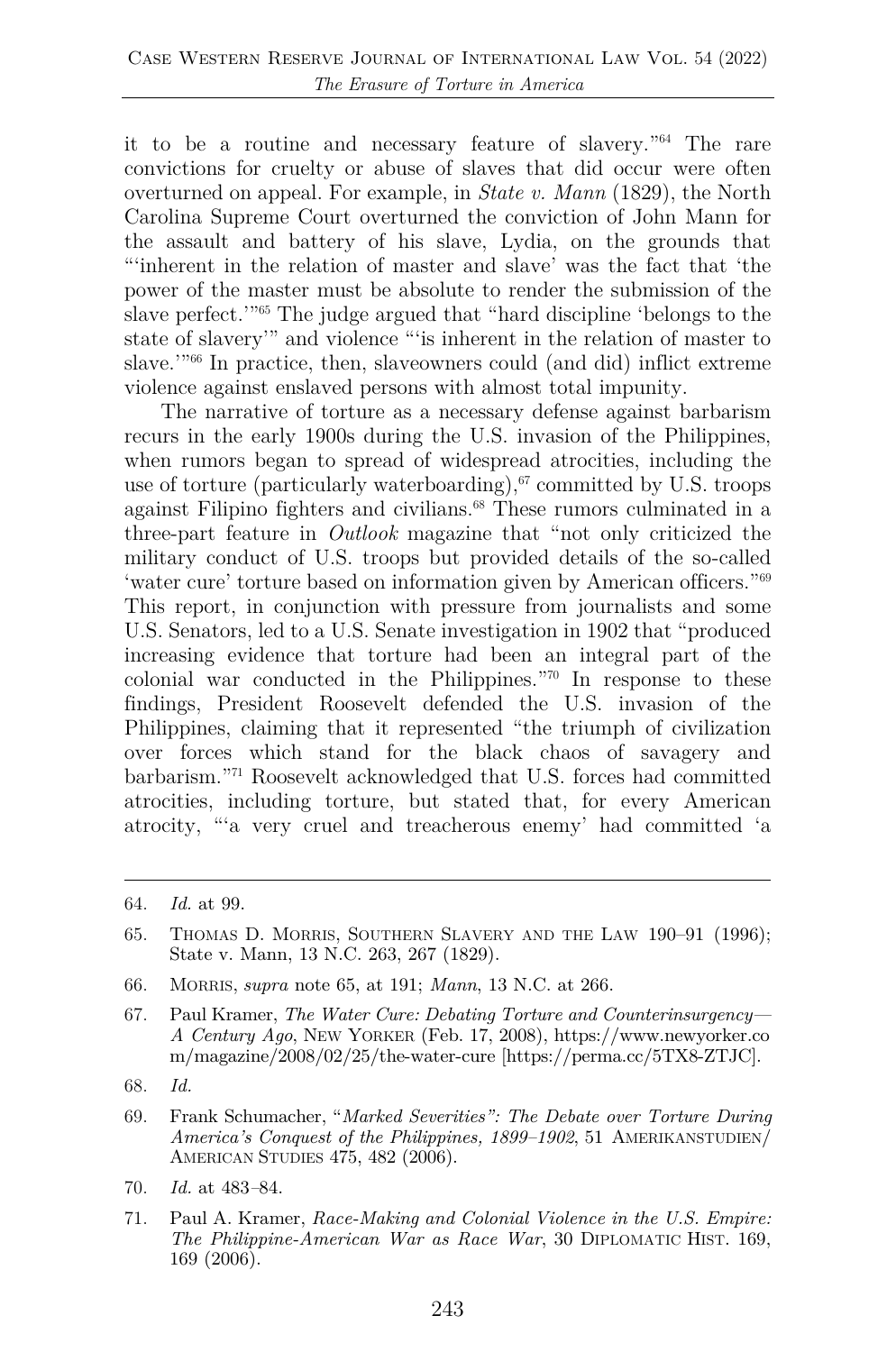it to be a routine and necessary feature of slavery."[64] The rare convictions for cruelty or abuse of slaves that did occur were often overturned on appeal. For example, in *State v. Mann* (1829), the North Carolina Supreme Court overturned the conviction of John Mann for the assault and battery of his slave, Lydia, on the grounds that "'inherent in the relation of master and slave' was the fact that 'the power of the master must be absolute to render the submission of the slave perfect.'"[65] The judge argued that "hard discipline 'belongs to the state of slavery'" and violence "'is inherent in the relation of master to slave.'"[66] In practice, then, slaveowners could (and did) inflict extreme violence against enslaved persons with almost total impunity.

The narrative of torture as a necessary defense against barbarism recurs in the early 1900s during the U.S. invasion of the Philippines, when rumors began to spread of widespread atrocities, including the use of torture (particularly waterboarding),[67] committed by U.S. troops against Filipino fighters and civilians.[68] These rumors culminated in a three-part feature in *Outlook* magazine that "not only criticized the military conduct of U.S. troops but provided details of the so-called 'water cure' torture based on information given by American officers."[69] This report, in conjunction with pressure from journalists and some U.S. Senators, led to a U.S. Senate investigation in 1902 that "produced increasing evidence that torture had been an integral part of the colonial war conducted in the Philippines."[70] In response to these findings, President Roosevelt defended the U.S. invasion of the Philippines, claiming that it represented "the triumph of civilization over forces which stand for the black chaos of savagery and barbarism."[71] Roosevelt acknowledged that U.S. forces had committed atrocities, including torture, but stated that, for every American atrocity, "'a very cruel and treacherous enemy' had committed 'a

---

64. *Id.* at 99.

65. Thomas D. Morris, Southern Slavery and the Law 190–91 (1996); State v. Mann, 13 N.C. 263, 267 (1829).

66. Morris, *supra* note 65, at 191; *Mann*, 13 N.C. at 266.

67. Paul Kramer, *The Water Cure: Debating Torture and Counterinsurgency—A Century Ago*, New Yorker (Feb. 17, 2008), https://www.newyorker.com/magazine/2008/02/25/the-water-cure [https://perma.cc/5TX8-ZTJC].

68. *Id.*

69. Frank Schumacher, "*Marked Severities": The Debate over Torture During America's Conquest of the Philippines, 1899–1902*, 51 Amerikanstudien/American Studies 475, 482 (2006).

70. *Id.* at 483–84.

71. Paul A. Kramer, *Race-Making and Colonial Violence in the U.S. Empire: The Philippine-American War as Race War*, 30 Diplomatic Hist. 169, 169 (2006).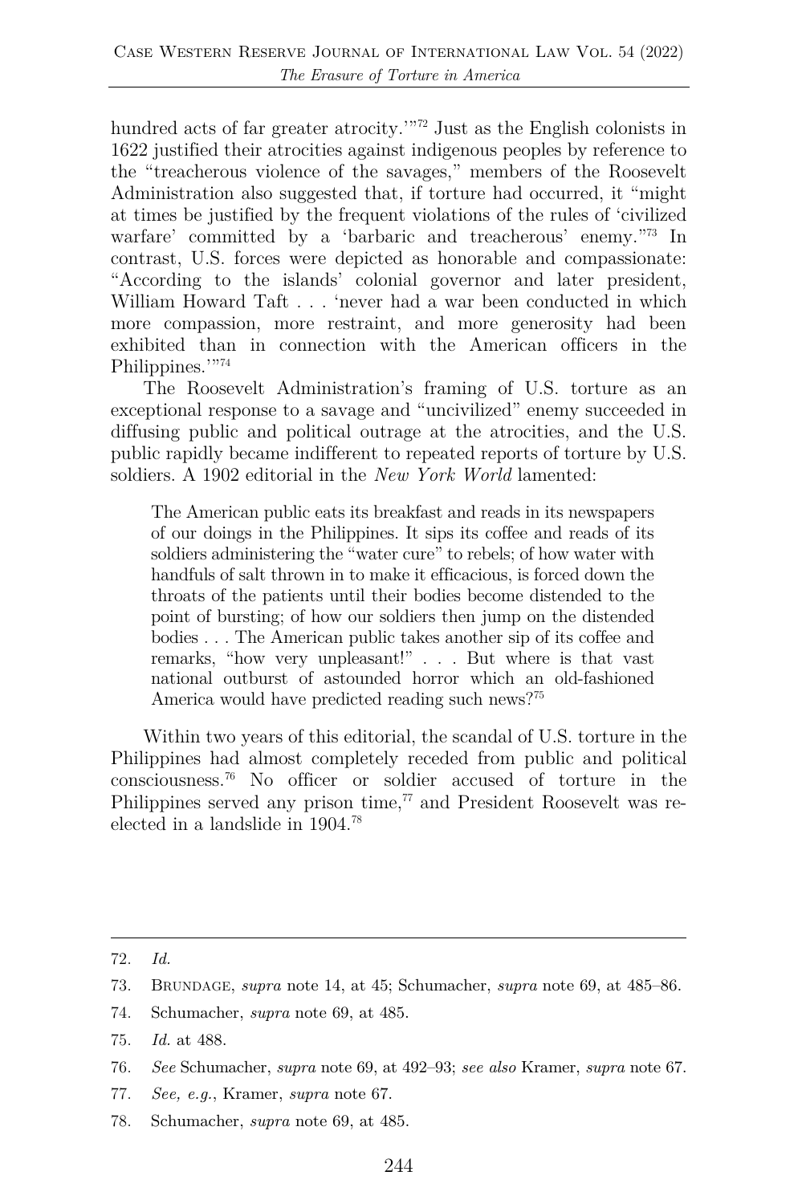hundred acts of far greater atrocity.'"[72] Just as the English colonists in 1622 justified their atrocities against indigenous peoples by reference to the "treacherous violence of the savages," members of the Roosevelt Administration also suggested that, if torture had occurred, it "might at times be justified by the frequent violations of the rules of 'civilized warfare' committed by a 'barbaric and treacherous' enemy."[73] In contrast, U.S. forces were depicted as honorable and compassionate: "According to the islands' colonial governor and later president, William Howard Taft . . . 'never had a war been conducted in which more compassion, more restraint, and more generosity had been exhibited than in connection with the American officers in the Philippines.'"[74]

The Roosevelt Administration's framing of U.S. torture as an exceptional response to a savage and "uncivilized" enemy succeeded in diffusing public and political outrage at the atrocities, and the U.S. public rapidly became indifferent to repeated reports of torture by U.S. soldiers. A 1902 editorial in the *New York World* lamented:

> The American public eats its breakfast and reads in its newspapers of our doings in the Philippines. It sips its coffee and reads of its soldiers administering the "water cure" to rebels; of how water with handfuls of salt thrown in to make it efficacious, is forced down the throats of the patients until their bodies become distended to the point of bursting; of how our soldiers then jump on the distended bodies . . . The American public takes another sip of its coffee and remarks, "how very unpleasant!" . . . But where is that vast national outburst of astounded horror which an old-fashioned America would have predicted reading such news?[75]

Within two years of this editorial, the scandal of U.S. torture in the Philippines had almost completely receded from public and political consciousness.[76] No officer or soldier accused of torture in the Philippines served any prison time,[77] and President Roosevelt was re-elected in a landslide in 1904.[78]

---

72. *Id.*

73. BRUNDAGE, *supra* note 14, at 45; Schumacher, *supra* note 69, at 485–86.

74. Schumacher, *supra* note 69, at 485.

75. *Id.* at 488.

76. *See* Schumacher, *supra* note 69, at 492–93; *see also* Kramer, *supra* note 67.

77. *See, e.g.*, Kramer, *supra* note 67.

78. Schumacher, *supra* note 69, at 485.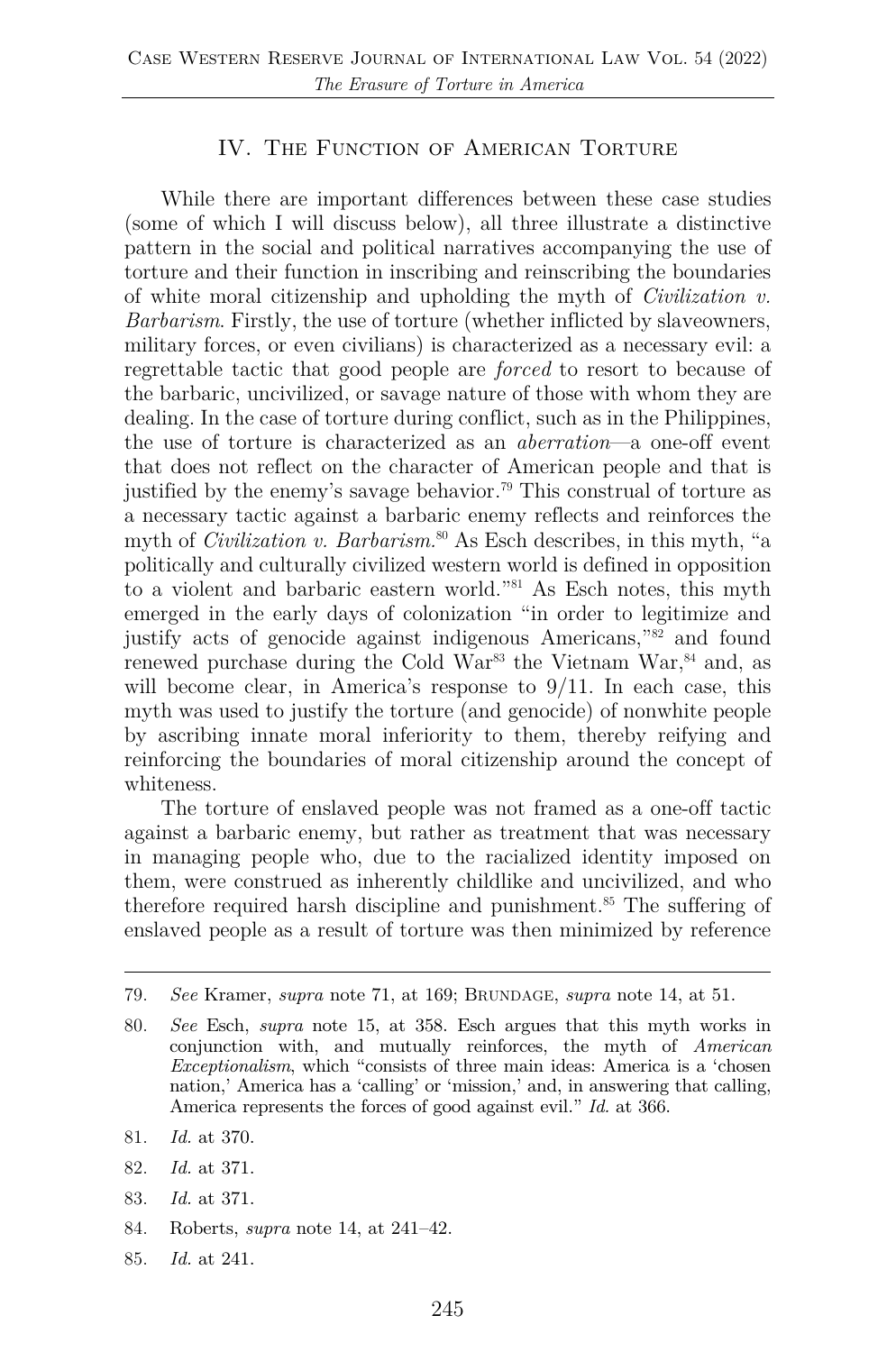## IV. The Function of American Torture

While there are important differences between these case studies (some of which I will discuss below), all three illustrate a distinctive pattern in the social and political narratives accompanying the use of torture and their function in inscribing and reinscribing the boundaries of white moral citizenship and upholding the myth of *Civilization v. Barbarism*. Firstly, the use of torture (whether inflicted by slaveowners, military forces, or even civilians) is characterized as a necessary evil: a regrettable tactic that good people are *forced* to resort to because of the barbaric, uncivilized, or savage nature of those with whom they are dealing. In the case of torture during conflict, such as in the Philippines, the use of torture is characterized as an *aberration*—a one-off event that does not reflect on the character of American people and that is justified by the enemy's savage behavior.[79] This construal of torture as a necessary tactic against a barbaric enemy reflects and reinforces the myth of *Civilization v. Barbarism*.[80] As Esch describes, in this myth, "a politically and culturally civilized western world is defined in opposition to a violent and barbaric eastern world."[81] As Esch notes, this myth emerged in the early days of colonization "in order to legitimize and justify acts of genocide against indigenous Americans,"[82] and found renewed purchase during the Cold War[83] the Vietnam War,[84] and, as will become clear, in America's response to 9/11. In each case, this myth was used to justify the torture (and genocide) of nonwhite people by ascribing innate moral inferiority to them, thereby reifying and reinforcing the boundaries of moral citizenship around the concept of whiteness.

The torture of enslaved people was not framed as a one-off tactic against a barbaric enemy, but rather as treatment that was necessary in managing people who, due to the racialized identity imposed on them, were construed as inherently childlike and uncivilized, and who therefore required harsh discipline and punishment.[85] The suffering of enslaved people as a result of torture was then minimized by reference

---

79. *See* Kramer, *supra* note 71, at 169; Brundage, *supra* note 14, at 51.

80. *See* Esch, *supra* note 15, at 358. Esch argues that this myth works in conjunction with, and mutually reinforces, the myth of *American Exceptionalism*, which "consists of three main ideas: America is a 'chosen nation,' America has a 'calling' or 'mission,' and, in answering that calling, America represents the forces of good against evil." *Id.* at 366.

81. *Id.* at 370.

82. *Id.* at 371.

83. *Id.* at 371.

84. Roberts, *supra* note 14, at 241–42.

85. *Id.* at 241.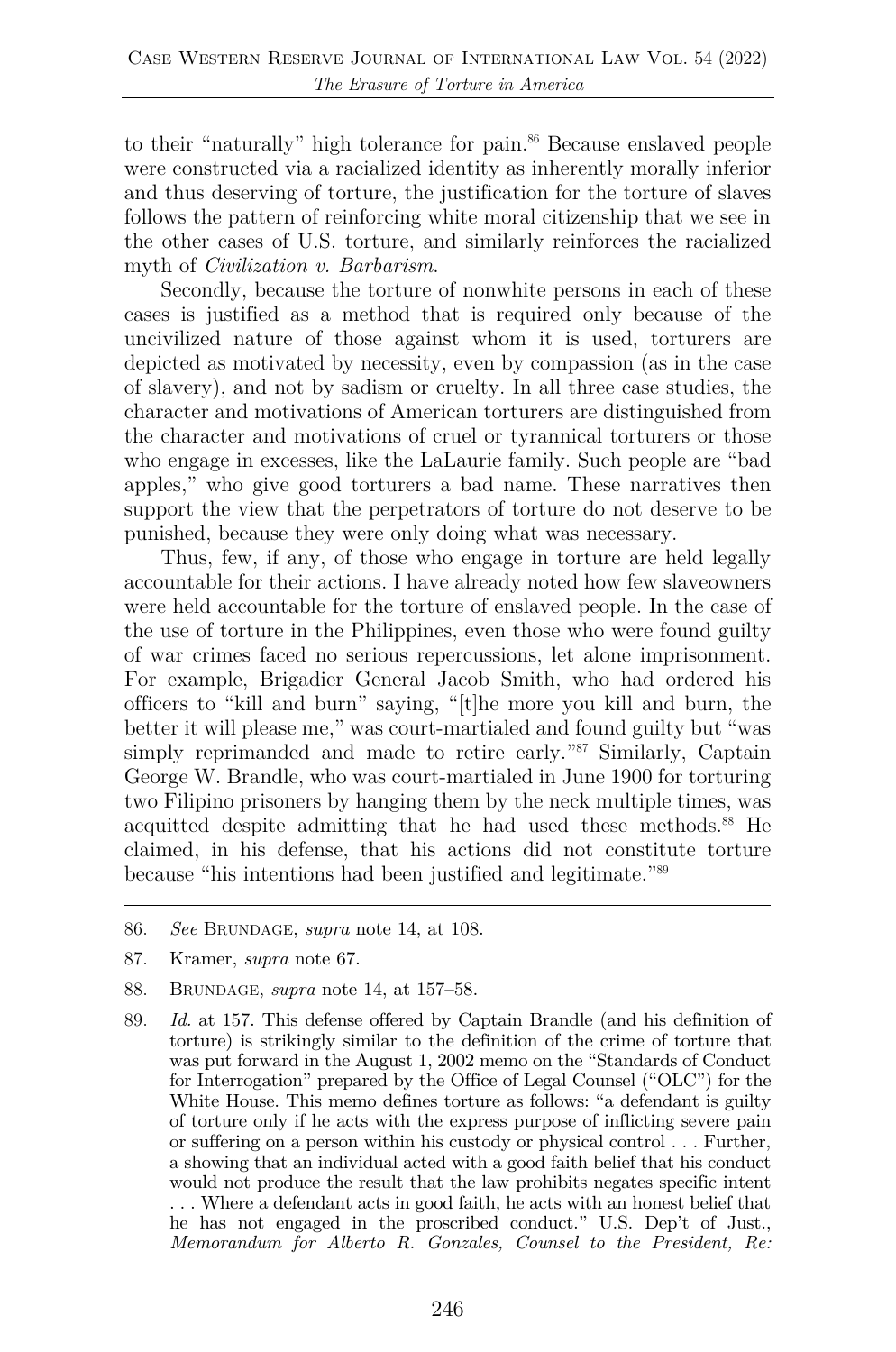to their "naturally" high tolerance for pain.[86] Because enslaved people were constructed via a racialized identity as inherently morally inferior and thus deserving of torture, the justification for the torture of slaves follows the pattern of reinforcing white moral citizenship that we see in the other cases of U.S. torture, and similarly reinforces the racialized myth of *Civilization v. Barbarism*.

Secondly, because the torture of nonwhite persons in each of these cases is justified as a method that is required only because of the uncivilized nature of those against whom it is used, torturers are depicted as motivated by necessity, even by compassion (as in the case of slavery), and not by sadism or cruelty. In all three case studies, the character and motivations of American torturers are distinguished from the character and motivations of cruel or tyrannical torturers or those who engage in excesses, like the LaLaurie family. Such people are "bad apples," who give good torturers a bad name. These narratives then support the view that the perpetrators of torture do not deserve to be punished, because they were only doing what was necessary.

Thus, few, if any, of those who engage in torture are held legally accountable for their actions. I have already noted how few slaveowners were held accountable for the torture of enslaved people. In the case of the use of torture in the Philippines, even those who were found guilty of war crimes faced no serious repercussions, let alone imprisonment. For example, Brigadier General Jacob Smith, who had ordered his officers to "kill and burn" saying, "[t]he more you kill and burn, the better it will please me," was court-martialed and found guilty but "was simply reprimanded and made to retire early."[87] Similarly, Captain George W. Brandle, who was court-martialed in June 1900 for torturing two Filipino prisoners by hanging them by the neck multiple times, was acquitted despite admitting that he had used these methods.[88] He claimed, in his defense, that his actions did not constitute torture because "his intentions had been justified and legitimate."[89]

---

86. *See* BRUNDAGE, *supra* note 14, at 108.

87. Kramer, *supra* note 67.

88. BRUNDAGE, *supra* note 14, at 157–58.

89. *Id.* at 157. This defense offered by Captain Brandle (and his definition of torture) is strikingly similar to the definition of the crime of torture that was put forward in the August 1, 2002 memo on the "Standards of Conduct for Interrogation" prepared by the Office of Legal Counsel ("OLC") for the White House. This memo defines torture as follows: "a defendant is guilty of torture only if he acts with the express purpose of inflicting severe pain or suffering on a person within his custody or physical control . . . Further, a showing that an individual acted with a good faith belief that his conduct would not produce the result that the law prohibits negates specific intent . . . Where a defendant acts in good faith, he acts with an honest belief that he has not engaged in the proscribed conduct." U.S. Dep't of Just., *Memorandum for Alberto R. Gonzales, Counsel to the President, Re:*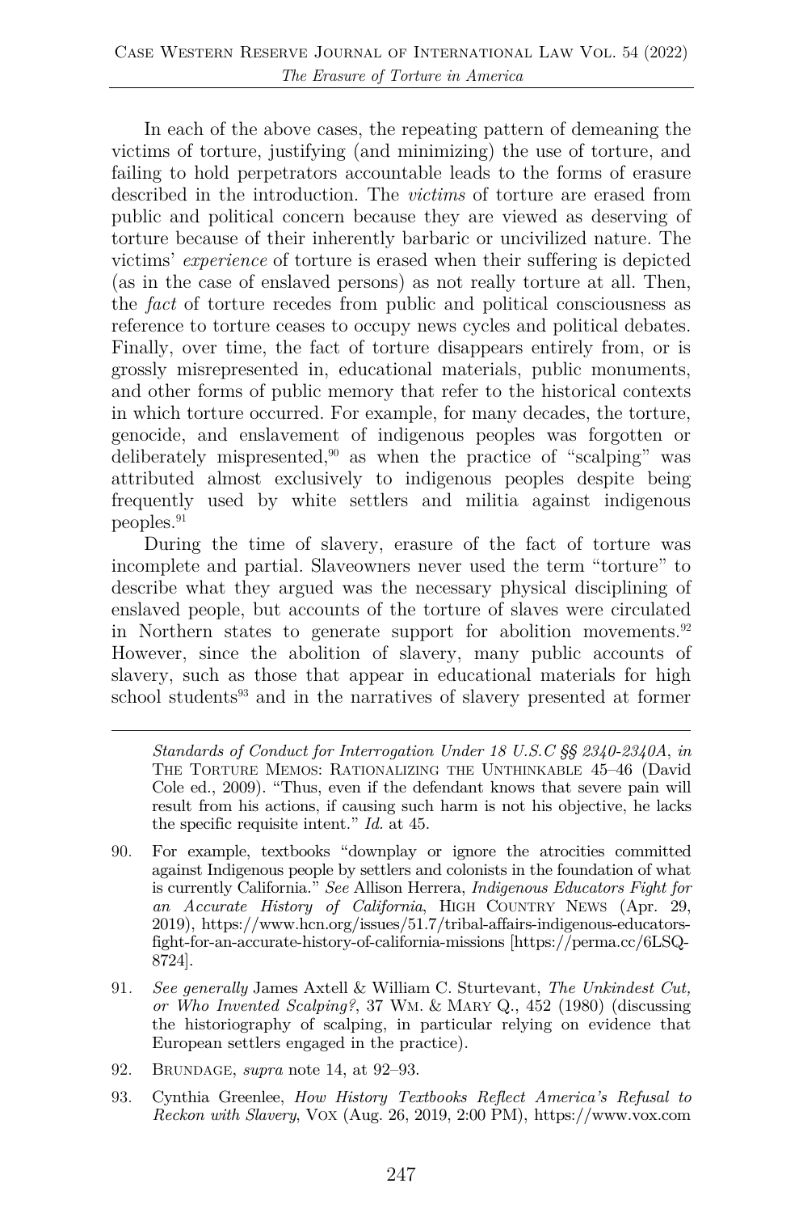In each of the above cases, the repeating pattern of demeaning the victims of torture, justifying (and minimizing) the use of torture, and failing to hold perpetrators accountable leads to the forms of erasure described in the introduction. The *victims* of torture are erased from public and political concern because they are viewed as deserving of torture because of their inherently barbaric or uncivilized nature. The victims' *experience* of torture is erased when their suffering is depicted (as in the case of enslaved persons) as not really torture at all. Then, the *fact* of torture recedes from public and political consciousness as reference to torture ceases to occupy news cycles and political debates. Finally, over time, the fact of torture disappears entirely from, or is grossly misrepresented in, educational materials, public monuments, and other forms of public memory that refer to the historical contexts in which torture occurred. For example, for many decades, the torture, genocide, and enslavement of indigenous peoples was forgotten or deliberately mispresented,[90] as when the practice of "scalping" was attributed almost exclusively to indigenous peoples despite being frequently used by white settlers and militia against indigenous peoples.[91]

During the time of slavery, erasure of the fact of torture was incomplete and partial. Slaveowners never used the term "torture" to describe what they argued was the necessary physical disciplining of enslaved people, but accounts of the torture of slaves were circulated in Northern states to generate support for abolition movements.[92] However, since the abolition of slavery, many public accounts of slavery, such as those that appear in educational materials for high school students[93] and in the narratives of slavery presented at former

---

*Standards of Conduct for Interrogation Under 18 U.S.C §§ 2340-2340A*, *in* THE TORTURE MEMOS: RATIONALIZING THE UNTHINKABLE 45–46 (David Cole ed., 2009). "Thus, even if the defendant knows that severe pain will result from his actions, if causing such harm is not his objective, he lacks the specific requisite intent." *Id.* at 45.

90. For example, textbooks "downplay or ignore the atrocities committed against Indigenous people by settlers and colonists in the foundation of what is currently California." *See* Allison Herrera, *Indigenous Educators Fight for an Accurate History of California*, HIGH COUNTRY NEWS (Apr. 29, 2019), https://www.hcn.org/issues/51.7/tribal-affairs-indigenous-educators-fight-for-an-accurate-history-of-california-missions [https://perma.cc/6LSQ-8724].

91. *See generally* James Axtell & William C. Sturtevant, *The Unkindest Cut, or Who Invented Scalping?*, 37 WM. & MARY Q., 452 (1980) (discussing the historiography of scalping, in particular relying on evidence that European settlers engaged in the practice).

92. BRUNDAGE, *supra* note 14, at 92–93.

93. Cynthia Greenlee, *How History Textbooks Reflect America's Refusal to Reckon with Slavery*, VOX (Aug. 26, 2019, 2:00 PM), https://www.vox.com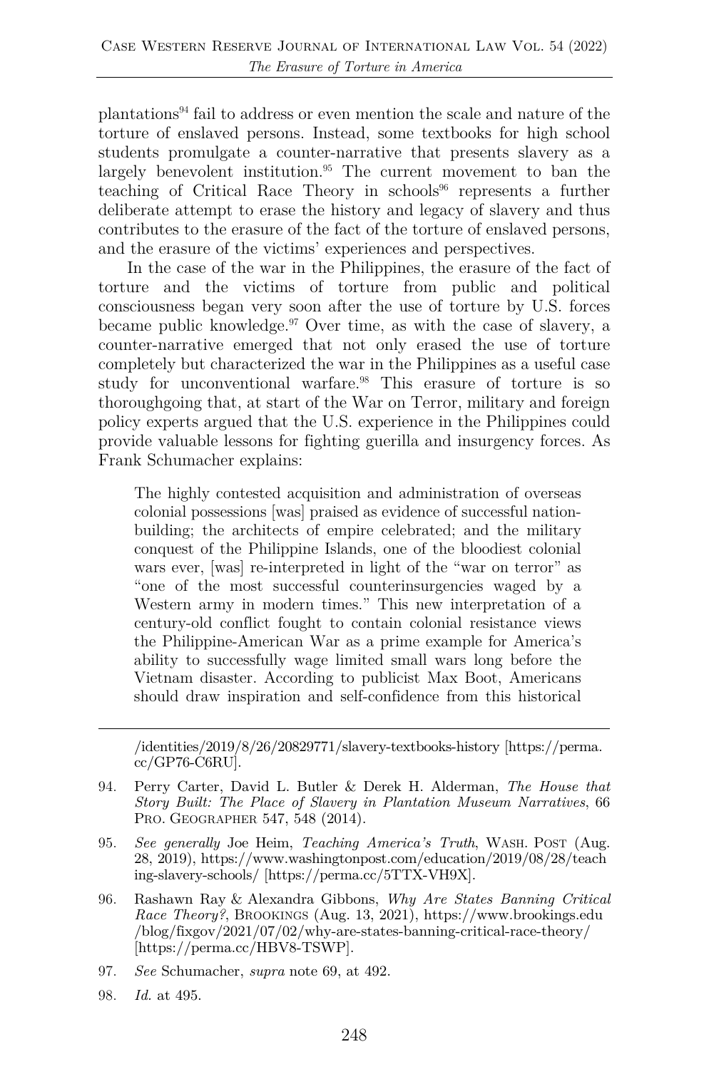plantations[94] fail to address or even mention the scale and nature of the torture of enslaved persons. Instead, some textbooks for high school students promulgate a counter-narrative that presents slavery as a largely benevolent institution.[95] The current movement to ban the teaching of Critical Race Theory in schools[96] represents a further deliberate attempt to erase the history and legacy of slavery and thus contributes to the erasure of the fact of the torture of enslaved persons, and the erasure of the victims' experiences and perspectives.

In the case of the war in the Philippines, the erasure of the fact of torture and the victims of torture from public and political consciousness began very soon after the use of torture by U.S. forces became public knowledge.[97] Over time, as with the case of slavery, a counter-narrative emerged that not only erased the use of torture completely but characterized the war in the Philippines as a useful case study for unconventional warfare.[98] This erasure of torture is so thoroughgoing that, at start of the War on Terror, military and foreign policy experts argued that the U.S. experience in the Philippines could provide valuable lessons for fighting guerilla and insurgency forces. As Frank Schumacher explains:

> The highly contested acquisition and administration of overseas colonial possessions [was] praised as evidence of successful nation-building; the architects of empire celebrated; and the military conquest of the Philippine Islands, one of the bloodiest colonial wars ever, [was] re-interpreted in light of the "war on terror" as "one of the most successful counterinsurgencies waged by a Western army in modern times." This new interpretation of a century-old conflict fought to contain colonial resistance views the Philippine-American War as a prime example for America's ability to successfully wage limited small wars long before the Vietnam disaster. According to publicist Max Boot, Americans should draw inspiration and self-confidence from this historical

/identities/2019/8/26/20829771/slavery-textbooks-history [https://perma.cc/GP76-C6RU].

94. Perry Carter, David L. Butler & Derek H. Alderman, *The House that Story Built: The Place of Slavery in Plantation Museum Narratives*, 66 PRO. GEOGRAPHER 547, 548 (2014).

95. *See generally* Joe Heim, *Teaching America's Truth*, WASH. POST (Aug. 28, 2019), https://www.washingtonpost.com/education/2019/08/28/teaching-slavery-schools/ [https://perma.cc/5TTX-VH9X].

96. Rashawn Ray & Alexandra Gibbons, *Why Are States Banning Critical Race Theory?*, BROOKINGS (Aug. 13, 2021), https://www.brookings.edu/blog/fixgov/2021/07/02/why-are-states-banning-critical-race-theory/ [https://perma.cc/HBV8-TSWP].

97. *See* Schumacher, *supra* note 69, at 492.

98. *Id.* at 495.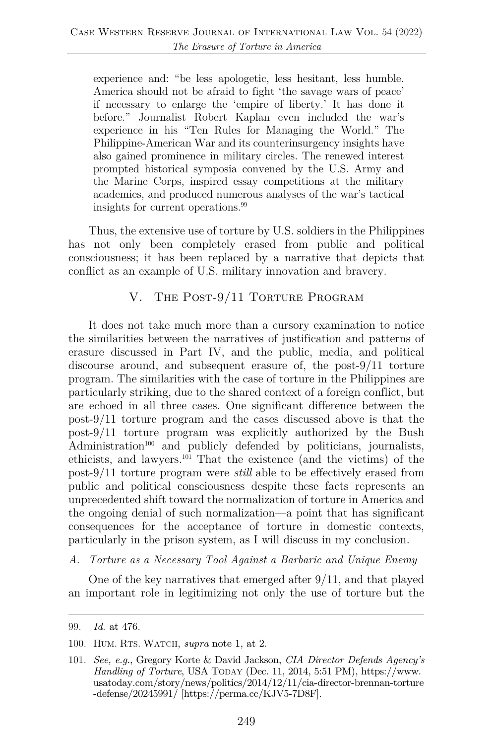experience and: "be less apologetic, less hesitant, less humble. America should not be afraid to fight 'the savage wars of peace' if necessary to enlarge the 'empire of liberty.' It has done it before." Journalist Robert Kaplan even included the war's experience in his "Ten Rules for Managing the World." The Philippine-American War and its counterinsurgency insights have also gained prominence in military circles. The renewed interest prompted historical symposia convened by the U.S. Army and the Marine Corps, inspired essay competitions at the military academies, and produced numerous analyses of the war's tactical insights for current operations.[99]

Thus, the extensive use of torture by U.S. soldiers in the Philippines has not only been completely erased from public and political consciousness; it has been replaced by a narrative that depicts that conflict as an example of U.S. military innovation and bravery.

## V. The Post-9/11 Torture Program

It does not take much more than a cursory examination to notice the similarities between the narratives of justification and patterns of erasure discussed in Part IV, and the public, media, and political discourse around, and subsequent erasure of, the post-9/11 torture program. The similarities with the case of torture in the Philippines are particularly striking, due to the shared context of a foreign conflict, but are echoed in all three cases. One significant difference between the post-9/11 torture program and the cases discussed above is that the post-9/11 torture program was explicitly authorized by the Bush Administration[100] and publicly defended by politicians, journalists, ethicists, and lawyers.[101] That the existence (and the victims) of the post-9/11 torture program were *still* able to be effectively erased from public and political consciousness despite these facts represents an unprecedented shift toward the normalization of torture in America and the ongoing denial of such normalization—a point that has significant consequences for the acceptance of torture in domestic contexts, particularly in the prison system, as I will discuss in my conclusion.

### *A. Torture as a Necessary Tool Against a Barbaric and Unique Enemy*

One of the key narratives that emerged after 9/11, and that played an important role in legitimizing not only the use of torture but the

---

99. *Id.* at 476.

100. Hum. Rts. Watch, *supra* note 1, at 2.

101. *See, e.g.*, Gregory Korte & David Jackson, *CIA Director Defends Agency's Handling of Torture*, USA Today (Dec. 11, 2014, 5:51 PM), https://www.usatoday.com/story/news/politics/2014/12/11/cia-director-brennan-torture-defense/20245991/ [https://perma.cc/KJV5-7D8F].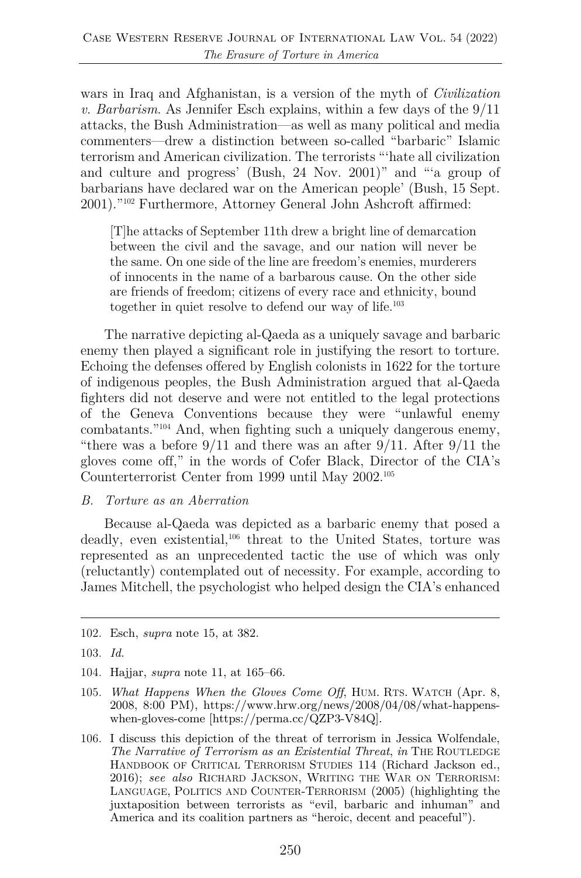wars in Iraq and Afghanistan, is a version of the myth of *Civilization v. Barbarism*. As Jennifer Esch explains, within a few days of the 9/11 attacks, the Bush Administration—as well as many political and media commenters—drew a distinction between so-called "barbaric" Islamic terrorism and American civilization. The terrorists "'hate all civilization and culture and progress' (Bush, 24 Nov. 2001)" and "'a group of barbarians have declared war on the American people' (Bush, 15 Sept. 2001)."[102] Furthermore, Attorney General John Ashcroft affirmed:

> [T]he attacks of September 11th drew a bright line of demarcation between the civil and the savage, and our nation will never be the same. On one side of the line are freedom's enemies, murderers of innocents in the name of a barbarous cause. On the other side are friends of freedom; citizens of every race and ethnicity, bound together in quiet resolve to defend our way of life.[103]

The narrative depicting al-Qaeda as a uniquely savage and barbaric enemy then played a significant role in justifying the resort to torture. Echoing the defenses offered by English colonists in 1622 for the torture of indigenous peoples, the Bush Administration argued that al-Qaeda fighters did not deserve and were not entitled to the legal protections of the Geneva Conventions because they were "unlawful enemy combatants."[104] And, when fighting such a uniquely dangerous enemy, "there was a before 9/11 and there was an after 9/11. After 9/11 the gloves come off," in the words of Cofer Black, Director of the CIA's Counterterrorist Center from 1999 until May 2002.[105]

### *B. Torture as an Aberration*

Because al-Qaeda was depicted as a barbaric enemy that posed a deadly, even existential,[106] threat to the United States, torture was represented as an unprecedented tactic the use of which was only (reluctantly) contemplated out of necessity. For example, according to James Mitchell, the psychologist who helped design the CIA's enhanced

---

102. Esch, *supra* note 15, at 382.

103. *Id.*

104. Hajjar, *supra* note 11, at 165–66.

105. *What Happens When the Gloves Come Off*, HUM. RTS. WATCH (Apr. 8, 2008, 8:00 PM), https://www.hrw.org/news/2008/04/08/what-happens-when-gloves-come [https://perma.cc/QZP3-V84Q].

106. I discuss this depiction of the threat of terrorism in Jessica Wolfendale, *The Narrative of Terrorism as an Existential Threat*, *in* THE ROUTLEDGE HANDBOOK OF CRITICAL TERRORISM STUDIES 114 (Richard Jackson ed., 2016); *see also* RICHARD JACKSON, WRITING THE WAR ON TERRORISM: LANGUAGE, POLITICS AND COUNTER-TERRORISM (2005) (highlighting the juxtaposition between terrorists as "evil, barbaric and inhuman" and America and its coalition partners as "heroic, decent and peaceful").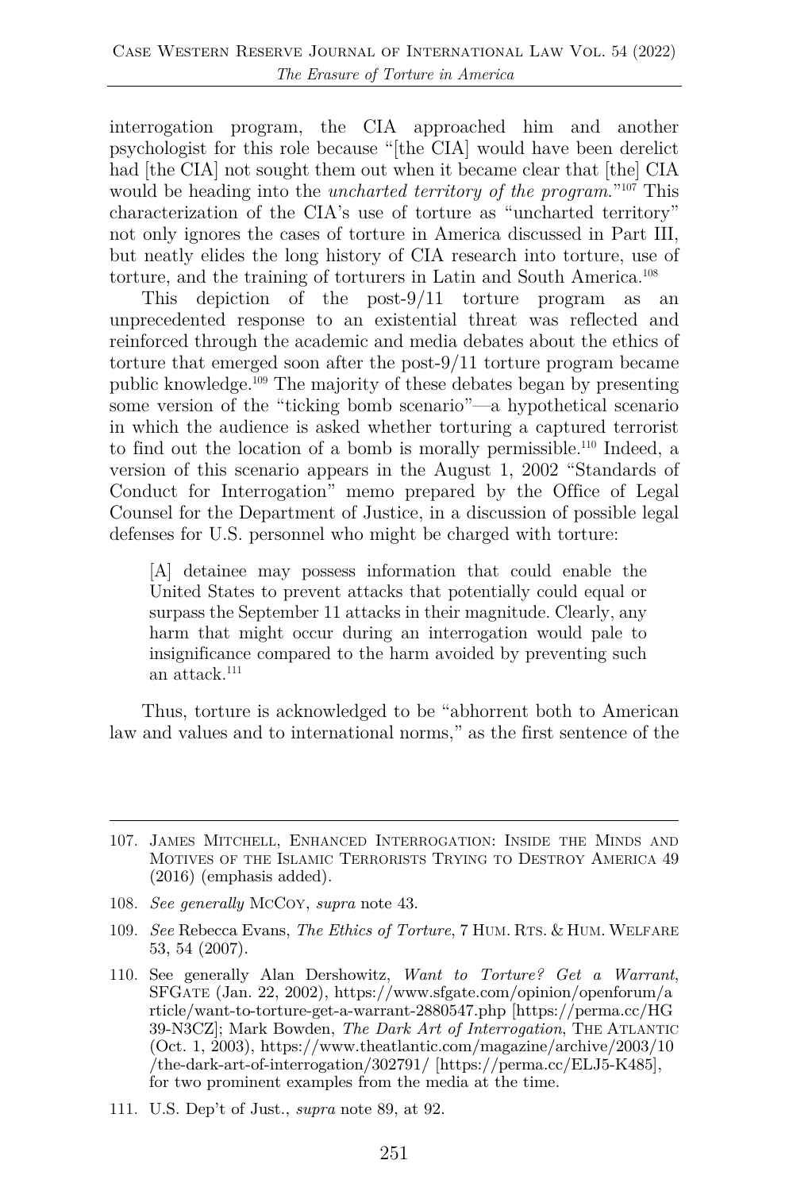interrogation program, the CIA approached him and another psychologist for this role because "[the CIA] would have been derelict had [the CIA] not sought them out when it became clear that [the] CIA would be heading into the *uncharted territory of the program.*"[107] This characterization of the CIA's use of torture as "uncharted territory" not only ignores the cases of torture in America discussed in Part III, but neatly elides the long history of CIA research into torture, use of torture, and the training of torturers in Latin and South America.[108]

This depiction of the post-9/11 torture program as an unprecedented response to an existential threat was reflected and reinforced through the academic and media debates about the ethics of torture that emerged soon after the post-9/11 torture program became public knowledge.[109] The majority of these debates began by presenting some version of the "ticking bomb scenario"—a hypothetical scenario in which the audience is asked whether torturing a captured terrorist to find out the location of a bomb is morally permissible.[110] Indeed, a version of this scenario appears in the August 1, 2002 "Standards of Conduct for Interrogation" memo prepared by the Office of Legal Counsel for the Department of Justice, in a discussion of possible legal defenses for U.S. personnel who might be charged with torture:

> [A] detainee may possess information that could enable the United States to prevent attacks that potentially could equal or surpass the September 11 attacks in their magnitude. Clearly, any harm that might occur during an interrogation would pale to insignificance compared to the harm avoided by preventing such an attack.[111]

Thus, torture is acknowledged to be "abhorrent both to American law and values and to international norms," as the first sentence of the

---

107. James Mitchell, Enhanced Interrogation: Inside the Minds and Motives of the Islamic Terrorists Trying to Destroy America 49 (2016) (emphasis added).

108. *See generally* McCoy, *supra* note 43.

109. *See* Rebecca Evans, *The Ethics of Torture*, 7 Hum. Rts. & Hum. Welfare 53, 54 (2007).

110. See generally Alan Dershowitz, *Want to Torture? Get a Warrant*, SFGate (Jan. 22, 2002), https://www.sfgate.com/opinion/openforum/article/want-to-torture-get-a-warrant-2880547.php [https://perma.cc/HG39-N3CZ]; Mark Bowden, *The Dark Art of Interrogation*, The Atlantic (Oct. 1, 2003), https://www.theatlantic.com/magazine/archive/2003/10/the-dark-art-of-interrogation/302791/ [https://perma.cc/ELJ5-K485], for two prominent examples from the media at the time.

111. U.S. Dep't of Just., *supra* note 89, at 92.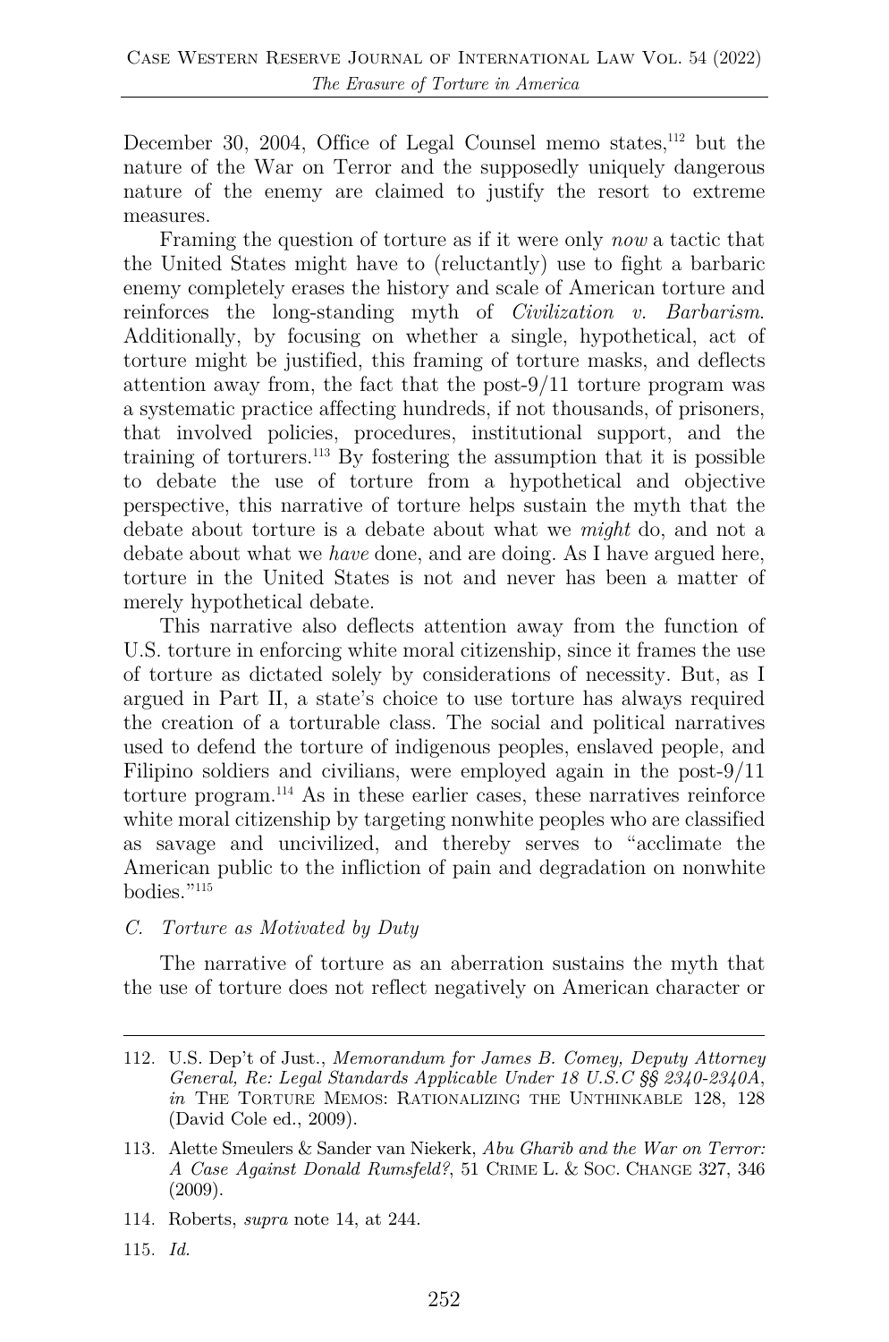December 30, 2004, Office of Legal Counsel memo states,[112] but the nature of the War on Terror and the supposedly uniquely dangerous nature of the enemy are claimed to justify the resort to extreme measures.

Framing the question of torture as if it were only *now* a tactic that the United States might have to (reluctantly) use to fight a barbaric enemy completely erases the history and scale of American torture and reinforces the long-standing myth of *Civilization v. Barbarism*. Additionally, by focusing on whether a single, hypothetical, act of torture might be justified, this framing of torture masks, and deflects attention away from, the fact that the post-9/11 torture program was a systematic practice affecting hundreds, if not thousands, of prisoners, that involved policies, procedures, institutional support, and the training of torturers.[113] By fostering the assumption that it is possible to debate the use of torture from a hypothetical and objective perspective, this narrative of torture helps sustain the myth that the debate about torture is a debate about what we *might* do, and not a debate about what we *have* done, and are doing. As I have argued here, torture in the United States is not and never has been a matter of merely hypothetical debate.

This narrative also deflects attention away from the function of U.S. torture in enforcing white moral citizenship, since it frames the use of torture as dictated solely by considerations of necessity. But, as I argued in Part II, a state's choice to use torture has always required the creation of a torturable class. The social and political narratives used to defend the torture of indigenous peoples, enslaved people, and Filipino soldiers and civilians, were employed again in the post-9/11 torture program.[114] As in these earlier cases, these narratives reinforce white moral citizenship by targeting nonwhite peoples who are classified as savage and uncivilized, and thereby serves to "acclimate the American public to the infliction of pain and degradation on nonwhite bodies."[115]

### *C. Torture as Motivated by Duty*

The narrative of torture as an aberration sustains the myth that the use of torture does not reflect negatively on American character or

---

112. U.S. Dep't of Just., *Memorandum for James B. Comey, Deputy Attorney General, Re: Legal Standards Applicable Under 18 U.S.C §§ 2340-2340A*, *in* The Torture Memos: Rationalizing the Unthinkable 128, 128 (David Cole ed., 2009).

113. Alette Smeulers & Sander van Niekerk, *Abu Gharib and the War on Terror: A Case Against Donald Rumsfeld?*, 51 Crime L. & Soc. Change 327, 346 (2009).

114. Roberts, *supra* note 14, at 244.

115. *Id.*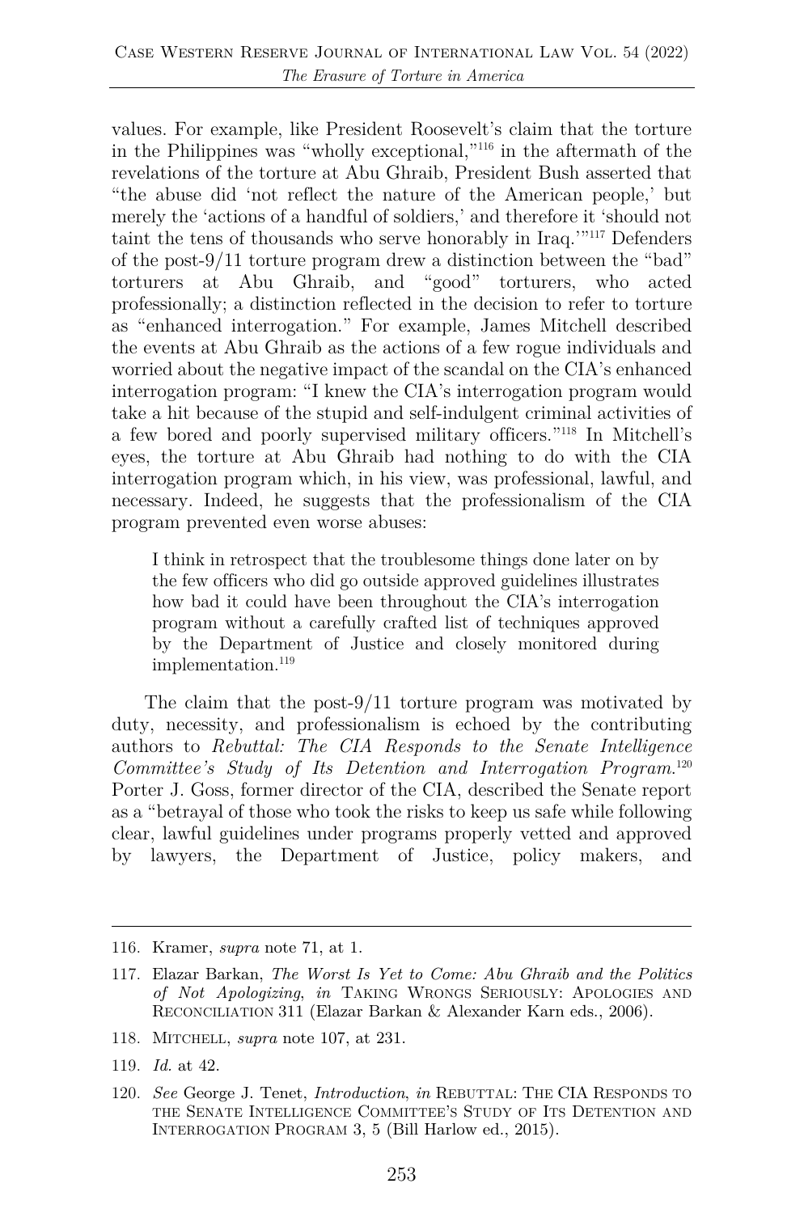values. For example, like President Roosevelt's claim that the torture in the Philippines was "wholly exceptional,"[116] in the aftermath of the revelations of the torture at Abu Ghraib, President Bush asserted that "the abuse did 'not reflect the nature of the American people,' but merely the 'actions of a handful of soldiers,' and therefore it 'should not taint the tens of thousands who serve honorably in Iraq.'"[117] Defenders of the post-9/11 torture program drew a distinction between the "bad" torturers at Abu Ghraib, and "good" torturers, who acted professionally; a distinction reflected in the decision to refer to torture as "enhanced interrogation." For example, James Mitchell described the events at Abu Ghraib as the actions of a few rogue individuals and worried about the negative impact of the scandal on the CIA's enhanced interrogation program: "I knew the CIA's interrogation program would take a hit because of the stupid and self-indulgent criminal activities of a few bored and poorly supervised military officers."[118] In Mitchell's eyes, the torture at Abu Ghraib had nothing to do with the CIA interrogation program which, in his view, was professional, lawful, and necessary. Indeed, he suggests that the professionalism of the CIA program prevented even worse abuses:

> I think in retrospect that the troublesome things done later on by the few officers who did go outside approved guidelines illustrates how bad it could have been throughout the CIA's interrogation program without a carefully crafted list of techniques approved by the Department of Justice and closely monitored during implementation.[119]

The claim that the post-9/11 torture program was motivated by duty, necessity, and professionalism is echoed by the contributing authors to *Rebuttal: The CIA Responds to the Senate Intelligence Committee's Study of Its Detention and Interrogation Program*.[120] Porter J. Goss, former director of the CIA, described the Senate report as a "betrayal of those who took the risks to keep us safe while following clear, lawful guidelines under programs properly vetted and approved by lawyers, the Department of Justice, policy makers, and

---

116. Kramer, *supra* note 71, at 1.

117. Elazar Barkan, *The Worst Is Yet to Come: Abu Ghraib and the Politics of Not Apologizing*, *in* TAKING WRONGS SERIOUSLY: APOLOGIES AND RECONCILIATION 311 (Elazar Barkan & Alexander Karn eds., 2006).

118. MITCHELL, *supra* note 107, at 231.

119. *Id.* at 42.

120. *See* George J. Tenet, *Introduction*, *in* REBUTTAL: THE CIA RESPONDS TO THE SENATE INTELLIGENCE COMMITTEE'S STUDY OF ITS DETENTION AND INTERROGATION PROGRAM 3, 5 (Bill Harlow ed., 2015).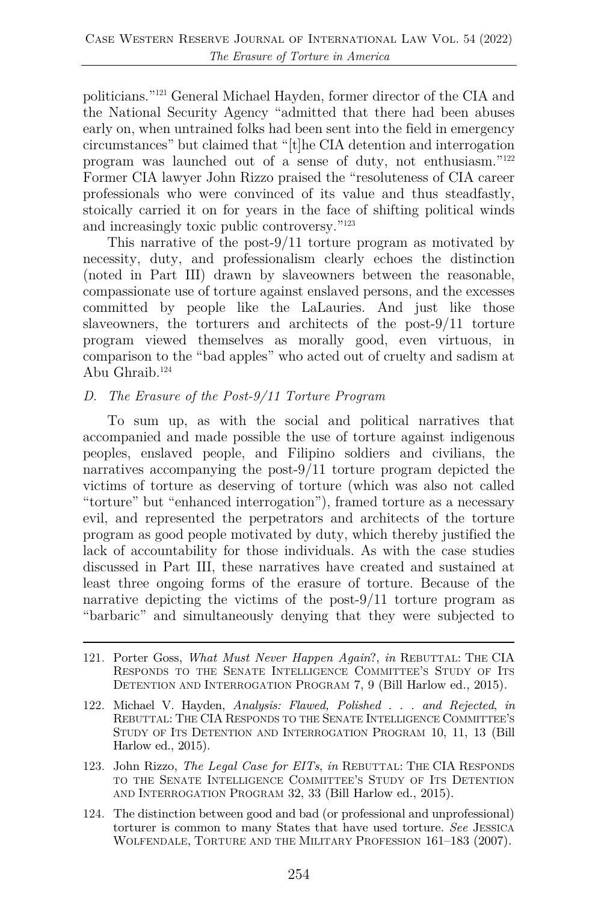politicians."[121] General Michael Hayden, former director of the CIA and the National Security Agency "admitted that there had been abuses early on, when untrained folks had been sent into the field in emergency circumstances" but claimed that "[t]he CIA detention and interrogation program was launched out of a sense of duty, not enthusiasm."[122] Former CIA lawyer John Rizzo praised the "resoluteness of CIA career professionals who were convinced of its value and thus steadfastly, stoically carried it on for years in the face of shifting political winds and increasingly toxic public controversy."[123]

This narrative of the post-9/11 torture program as motivated by necessity, duty, and professionalism clearly echoes the distinction (noted in Part III) drawn by slaveowners between the reasonable, compassionate use of torture against enslaved persons, and the excesses committed by people like the LaLauries. And just like those slaveowners, the torturers and architects of the post-9/11 torture program viewed themselves as morally good, even virtuous, in comparison to the "bad apples" who acted out of cruelty and sadism at Abu Ghraib.[124]

### *D. The Erasure of the Post-9/11 Torture Program*

To sum up, as with the social and political narratives that accompanied and made possible the use of torture against indigenous peoples, enslaved people, and Filipino soldiers and civilians, the narratives accompanying the post-9/11 torture program depicted the victims of torture as deserving of torture (which was also not called "torture" but "enhanced interrogation"), framed torture as a necessary evil, and represented the perpetrators and architects of the torture program as good people motivated by duty, which thereby justified the lack of accountability for those individuals. As with the case studies discussed in Part III, these narratives have created and sustained at least three ongoing forms of the erasure of torture. Because of the narrative depicting the victims of the post-9/11 torture program as "barbaric" and simultaneously denying that they were subjected to

---

121. Porter Goss, *What Must Never Happen Again*?, *in* REBUTTAL: THE CIA RESPONDS TO THE SENATE INTELLIGENCE COMMITTEE'S STUDY OF ITS DETENTION AND INTERROGATION PROGRAM 7, 9 (Bill Harlow ed., 2015).

122. Michael V. Hayden, *Analysis: Flawed, Polished . . . and Rejected*, *in* REBUTTAL: THE CIA RESPONDS TO THE SENATE INTELLIGENCE COMMITTEE'S STUDY OF ITS DETENTION AND INTERROGATION PROGRAM 10, 11, 13 (Bill Harlow ed., 2015).

123. John Rizzo, *The Legal Case for EITs*, *in* REBUTTAL: THE CIA RESPONDS TO THE SENATE INTELLIGENCE COMMITTEE'S STUDY OF ITS DETENTION AND INTERROGATION PROGRAM 32, 33 (Bill Harlow ed., 2015).

124. The distinction between good and bad (or professional and unprofessional) torturer is common to many States that have used torture. *See* JESSICA WOLFENDALE, TORTURE AND THE MILITARY PROFESSION 161–183 (2007).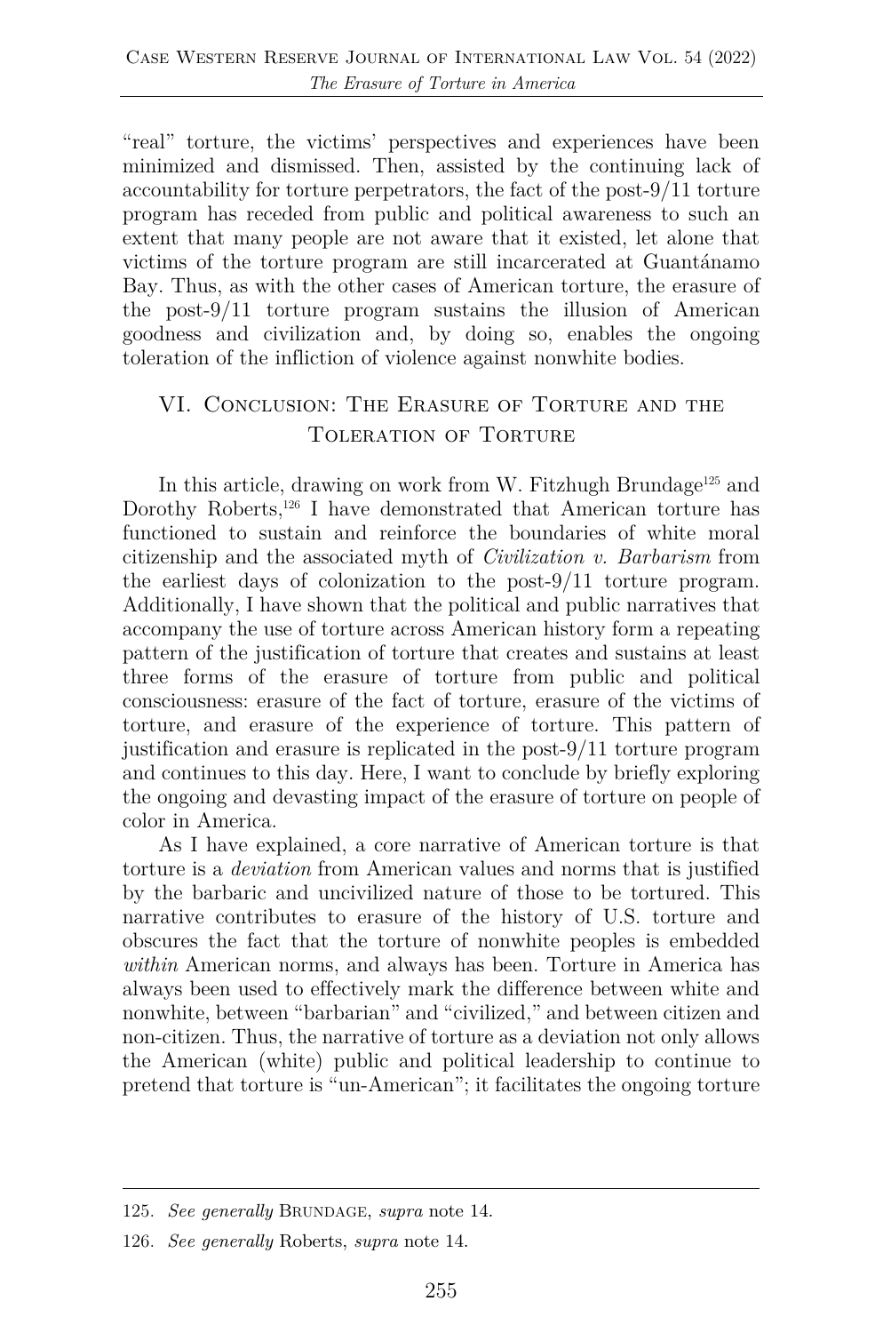"real" torture, the victims' perspectives and experiences have been minimized and dismissed. Then, assisted by the continuing lack of accountability for torture perpetrators, the fact of the post-9/11 torture program has receded from public and political awareness to such an extent that many people are not aware that it existed, let alone that victims of the torture program are still incarcerated at Guantánamo Bay. Thus, as with the other cases of American torture, the erasure of the post-9/11 torture program sustains the illusion of American goodness and civilization and, by doing so, enables the ongoing toleration of the infliction of violence against nonwhite bodies.

## VI. Conclusion: The Erasure of Torture and the Toleration of Torture

In this article, drawing on work from W. Fitzhugh Brundage[125] and Dorothy Roberts,[126] I have demonstrated that American torture has functioned to sustain and reinforce the boundaries of white moral citizenship and the associated myth of *Civilization v. Barbarism* from the earliest days of colonization to the post-9/11 torture program. Additionally, I have shown that the political and public narratives that accompany the use of torture across American history form a repeating pattern of the justification of torture that creates and sustains at least three forms of the erasure of torture from public and political consciousness: erasure of the fact of torture, erasure of the victims of torture, and erasure of the experience of torture. This pattern of justification and erasure is replicated in the post-9/11 torture program and continues to this day. Here, I want to conclude by briefly exploring the ongoing and devasting impact of the erasure of torture on people of color in America.

As I have explained, a core narrative of American torture is that torture is a *deviation* from American values and norms that is justified by the barbaric and uncivilized nature of those to be tortured. This narrative contributes to erasure of the history of U.S. torture and obscures the fact that the torture of nonwhite peoples is embedded *within* American norms, and always has been. Torture in America has always been used to effectively mark the difference between white and nonwhite, between "barbarian" and "civilized," and between citizen and non-citizen. Thus, the narrative of torture as a deviation not only allows the American (white) public and political leadership to continue to pretend that torture is "un-American"; it facilitates the ongoing torture

---

125. *See generally* BRUNDAGE, *supra* note 14.

126. *See generally* Roberts, *supra* note 14.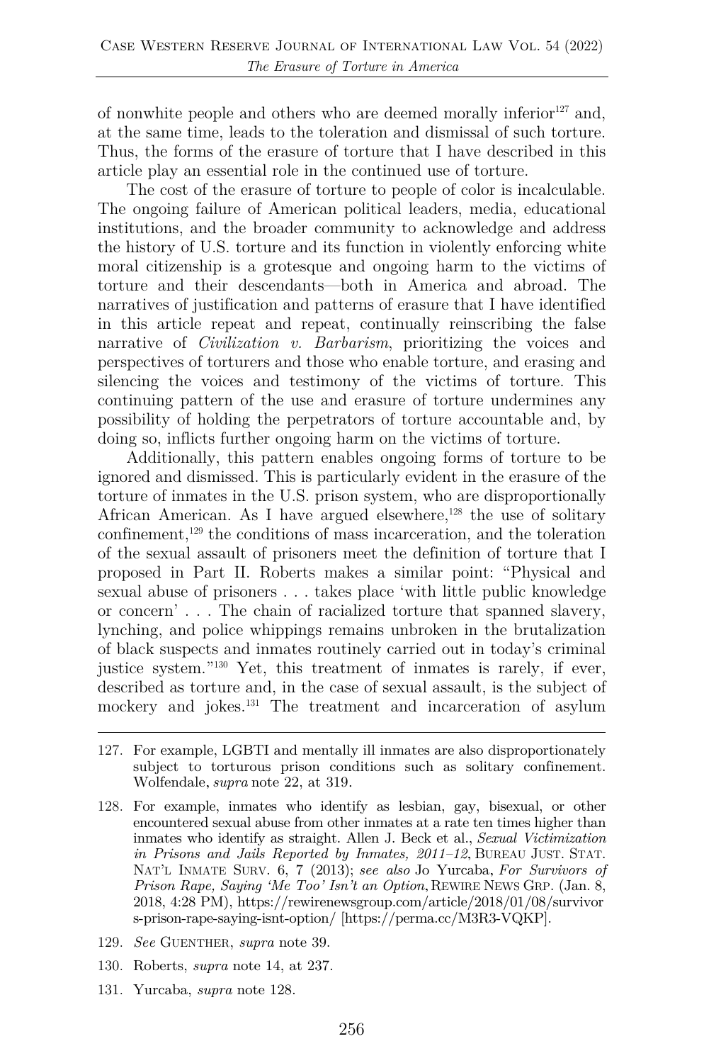of nonwhite people and others who are deemed morally inferior[127] and, at the same time, leads to the toleration and dismissal of such torture. Thus, the forms of the erasure of torture that I have described in this article play an essential role in the continued use of torture.

The cost of the erasure of torture to people of color is incalculable. The ongoing failure of American political leaders, media, educational institutions, and the broader community to acknowledge and address the history of U.S. torture and its function in violently enforcing white moral citizenship is a grotesque and ongoing harm to the victims of torture and their descendants—both in America and abroad. The narratives of justification and patterns of erasure that I have identified in this article repeat and repeat, continually reinscribing the false narrative of *Civilization v. Barbarism*, prioritizing the voices and perspectives of torturers and those who enable torture, and erasing and silencing the voices and testimony of the victims of torture. This continuing pattern of the use and erasure of torture undermines any possibility of holding the perpetrators of torture accountable and, by doing so, inflicts further ongoing harm on the victims of torture.

Additionally, this pattern enables ongoing forms of torture to be ignored and dismissed. This is particularly evident in the erasure of the torture of inmates in the U.S. prison system, who are disproportionally African American. As I have argued elsewhere,[128] the use of solitary confinement,[129] the conditions of mass incarceration, and the toleration of the sexual assault of prisoners meet the definition of torture that I proposed in Part II. Roberts makes a similar point: "Physical and sexual abuse of prisoners . . . takes place 'with little public knowledge or concern' . . . The chain of racialized torture that spanned slavery, lynching, and police whippings remains unbroken in the brutalization of black suspects and inmates routinely carried out in today's criminal justice system."[130] Yet, this treatment of inmates is rarely, if ever, described as torture and, in the case of sexual assault, is the subject of mockery and jokes.[131] The treatment and incarceration of asylum

---

127. For example, LGBTI and mentally ill inmates are also disproportionately subject to torturous prison conditions such as solitary confinement. Wolfendale, *supra* note 22, at 319.

128. For example, inmates who identify as lesbian, gay, bisexual, or other encountered sexual abuse from other inmates at a rate ten times higher than inmates who identify as straight. Allen J. Beck et al., *Sexual Victimization in Prisons and Jails Reported by Inmates, 2011–12*, BUREAU JUST. STAT. NAT'L INMATE SURV. 6, 7 (2013); *see also* Jo Yurcaba, *For Survivors of Prison Rape, Saying 'Me Too' Isn't an Option*, REWIRE NEWS GRP. (Jan. 8, 2018, 4:28 PM), https://rewirenewsgroup.com/article/2018/01/08/survivors-prison-rape-saying-isnt-option/ [https://perma.cc/M3R3-VQKP].

129. *See* GUENTHER, *supra* note 39.

130. Roberts, *supra* note 14, at 237.

131. Yurcaba, *supra* note 128.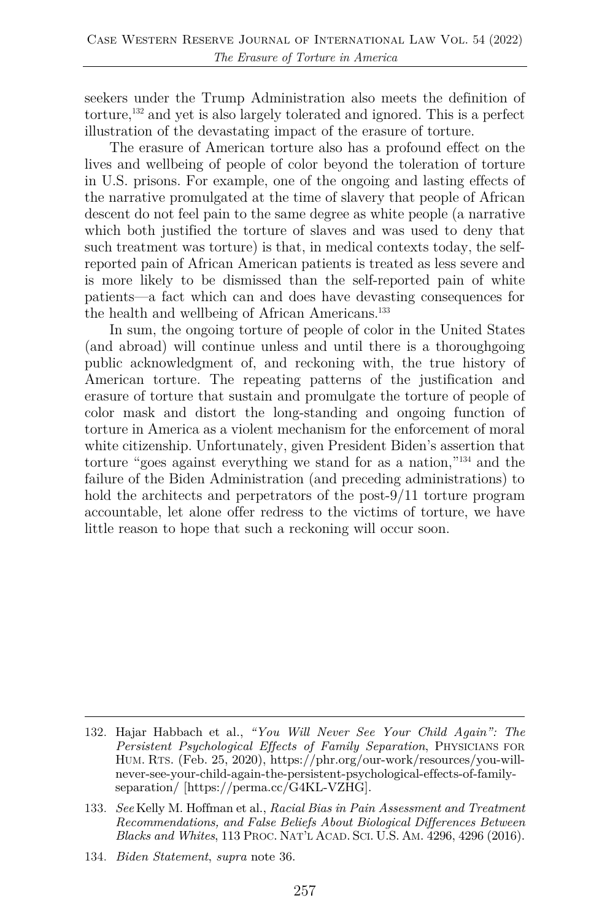seekers under the Trump Administration also meets the definition of torture,[132] and yet is also largely tolerated and ignored. This is a perfect illustration of the devastating impact of the erasure of torture.

The erasure of American torture also has a profound effect on the lives and wellbeing of people of color beyond the toleration of torture in U.S. prisons. For example, one of the ongoing and lasting effects of the narrative promulgated at the time of slavery that people of African descent do not feel pain to the same degree as white people (a narrative which both justified the torture of slaves and was used to deny that such treatment was torture) is that, in medical contexts today, the self-reported pain of African American patients is treated as less severe and is more likely to be dismissed than the self-reported pain of white patients—a fact which can and does have devasting consequences for the health and wellbeing of African Americans.[133]

In sum, the ongoing torture of people of color in the United States (and abroad) will continue unless and until there is a thoroughgoing public acknowledgment of, and reckoning with, the true history of American torture. The repeating patterns of the justification and erasure of torture that sustain and promulgate the torture of people of color mask and distort the long-standing and ongoing function of torture in America as a violent mechanism for the enforcement of moral white citizenship. Unfortunately, given President Biden's assertion that torture "goes against everything we stand for as a nation,"[134] and the failure of the Biden Administration (and preceding administrations) to hold the architects and perpetrators of the post-9/11 torture program accountable, let alone offer redress to the victims of torture, we have little reason to hope that such a reckoning will occur soon.

---

132. Hajar Habbach et al., *"You Will Never See Your Child Again": The Persistent Psychological Effects of Family Separation*, PHYSICIANS FOR HUM. RTS. (Feb. 25, 2020), https://phr.org/our-work/resources/you-will-never-see-your-child-again-the-persistent-psychological-effects-of-family-separation/ [https://perma.cc/G4KL-VZHG].

133. *See* Kelly M. Hoffman et al., *Racial Bias in Pain Assessment and Treatment Recommendations, and False Beliefs About Biological Differences Between Blacks and Whites*, 113 PROC. NAT'L ACAD. SCI. U.S. AM. 4296, 4296 (2016).

134. *Biden Statement*, *supra* note 36.